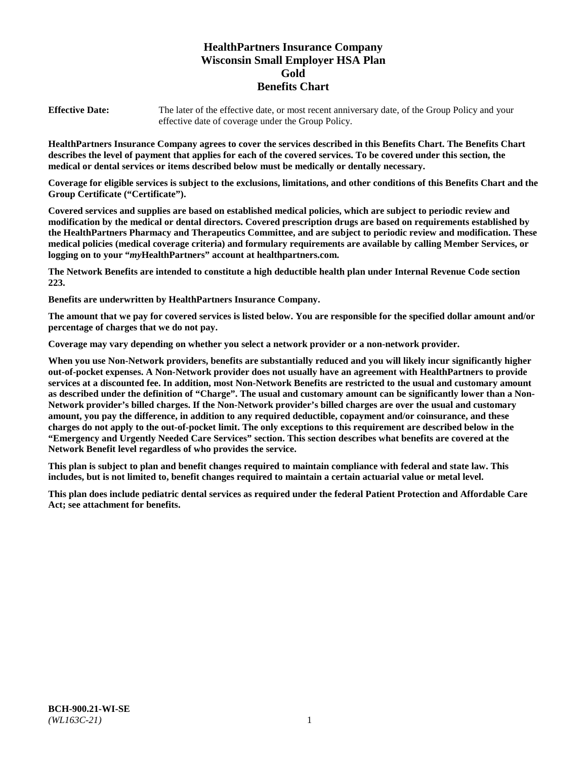# HealthPartners Insurance Company
# Wisconsin Small Employer HSA Plan
# Gold
# Benefits Chart

**Effective Date:** The later of the effective date, or most recent anniversary date, of the Group Policy and your effective date of coverage under the Group Policy.

**HealthPartners Insurance Company agrees to cover the services described in this Benefits Chart. The Benefits Chart describes the level of payment that applies for each of the covered services. To be covered under this section, the medical or dental services or items described below must be medically or dentally necessary.**

**Coverage for eligible services is subject to the exclusions, limitations, and other conditions of this Benefits Chart and the Group Certificate ("Certificate").**

**Covered services and supplies are based on established medical policies, which are subject to periodic review and modification by the medical or dental directors. Covered prescription drugs are based on requirements established by the HealthPartners Pharmacy and Therapeutics Committee, and are subject to periodic review and modification. These medical policies (medical coverage criteria) and formulary requirements are available by calling Member Services, or logging on to your "*my*HealthPartners" account at healthpartners.com.**

**The Network Benefits are intended to constitute a high deductible health plan under Internal Revenue Code section 223.**

**Benefits are underwritten by HealthPartners Insurance Company.**

**The amount that we pay for covered services is listed below. You are responsible for the specified dollar amount and/or percentage of charges that we do not pay.**

**Coverage may vary depending on whether you select a network provider or a non-network provider.**

**When you use Non-Network providers, benefits are substantially reduced and you will likely incur significantly higher out-of-pocket expenses. A Non-Network provider does not usually have an agreement with HealthPartners to provide services at a discounted fee. In addition, most Non-Network Benefits are restricted to the usual and customary amount as described under the definition of "Charge". The usual and customary amount can be significantly lower than a Non-Network provider's billed charges. If the Non-Network provider's billed charges are over the usual and customary amount, you pay the difference, in addition to any required deductible, copayment and/or coinsurance, and these charges do not apply to the out-of-pocket limit. The only exceptions to this requirement are described below in the "Emergency and Urgently Needed Care Services" section. This section describes what benefits are covered at the Network Benefit level regardless of who provides the service.**

**This plan is subject to plan and benefit changes required to maintain compliance with federal and state law. This includes, but is not limited to, benefit changes required to maintain a certain actuarial value or metal level.**

**This plan does include pediatric dental services as required under the federal Patient Protection and Affordable Care Act; see attachment for benefits.**

**BCH-900.21-WI-SE**
*(WL163C-21)*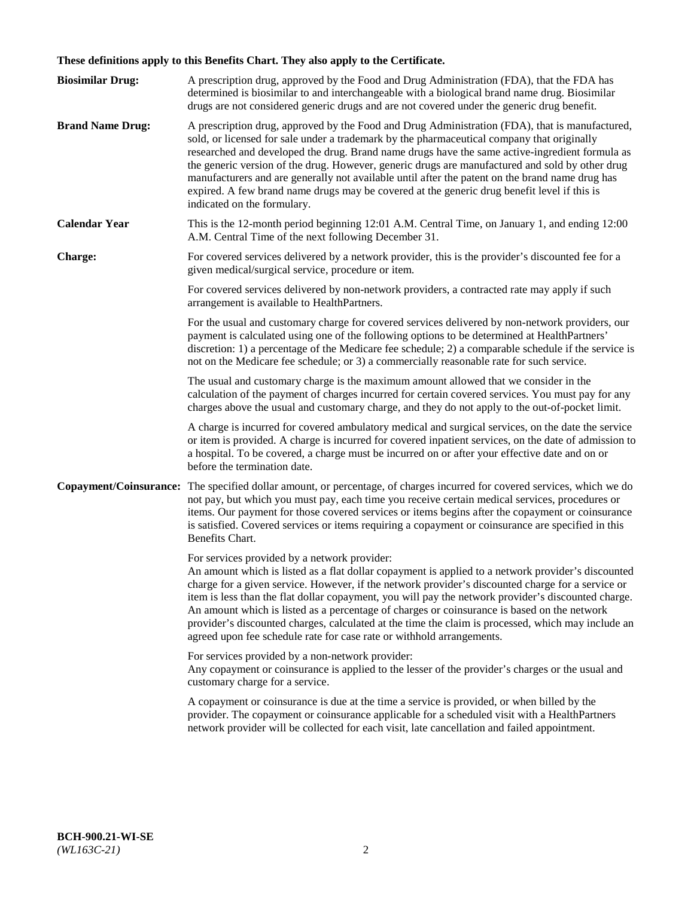**These definitions apply to this Benefits Chart. They also apply to the Certificate.**

**Biosimilar Drug:** A prescription drug, approved by the Food and Drug Administration (FDA), that the FDA has determined is biosimilar to and interchangeable with a biological brand name drug. Biosimilar drugs are not considered generic drugs and are not covered under the generic drug benefit.

**Brand Name Drug:** A prescription drug, approved by the Food and Drug Administration (FDA), that is manufactured, sold, or licensed for sale under a trademark by the pharmaceutical company that originally researched and developed the drug. Brand name drugs have the same active-ingredient formula as the generic version of the drug. However, generic drugs are manufactured and sold by other drug manufacturers and are generally not available until after the patent on the brand name drug has expired. A few brand name drugs may be covered at the generic drug benefit level if this is indicated on the formulary.

**Calendar Year** This is the 12-month period beginning 12:01 A.M. Central Time, on January 1, and ending 12:00 A.M. Central Time of the next following December 31.

**Charge:** For covered services delivered by a network provider, this is the provider's discounted fee for a given medical/surgical service, procedure or item.

For covered services delivered by non-network providers, a contracted rate may apply if such arrangement is available to HealthPartners.

For the usual and customary charge for covered services delivered by non-network providers, our payment is calculated using one of the following options to be determined at HealthPartners' discretion: 1) a percentage of the Medicare fee schedule; 2) a comparable schedule if the service is not on the Medicare fee schedule; or 3) a commercially reasonable rate for such service.

The usual and customary charge is the maximum amount allowed that we consider in the calculation of the payment of charges incurred for certain covered services. You must pay for any charges above the usual and customary charge, and they do not apply to the out-of-pocket limit.

A charge is incurred for covered ambulatory medical and surgical services, on the date the service or item is provided. A charge is incurred for covered inpatient services, on the date of admission to a hospital. To be covered, a charge must be incurred on or after your effective date and on or before the termination date.

**Copayment/Coinsurance:** The specified dollar amount, or percentage, of charges incurred for covered services, which we do not pay, but which you must pay, each time you receive certain medical services, procedures or items. Our payment for those covered services or items begins after the copayment or coinsurance is satisfied. Covered services or items requiring a copayment or coinsurance are specified in this Benefits Chart.

For services provided by a network provider:
An amount which is listed as a flat dollar copayment is applied to a network provider's discounted charge for a given service. However, if the network provider's discounted charge for a service or item is less than the flat dollar copayment, you will pay the network provider's discounted charge. An amount which is listed as a percentage of charges or coinsurance is based on the network provider's discounted charges, calculated at the time the claim is processed, which may include an agreed upon fee schedule rate for case rate or withhold arrangements.

For services provided by a non-network provider:
Any copayment or coinsurance is applied to the lesser of the provider's charges or the usual and customary charge for a service.

A copayment or coinsurance is due at the time a service is provided, or when billed by the provider. The copayment or coinsurance applicable for a scheduled visit with a HealthPartners network provider will be collected for each visit, late cancellation and failed appointment.

**BCH-900.21-WI-SE**
*(WL163C-21)*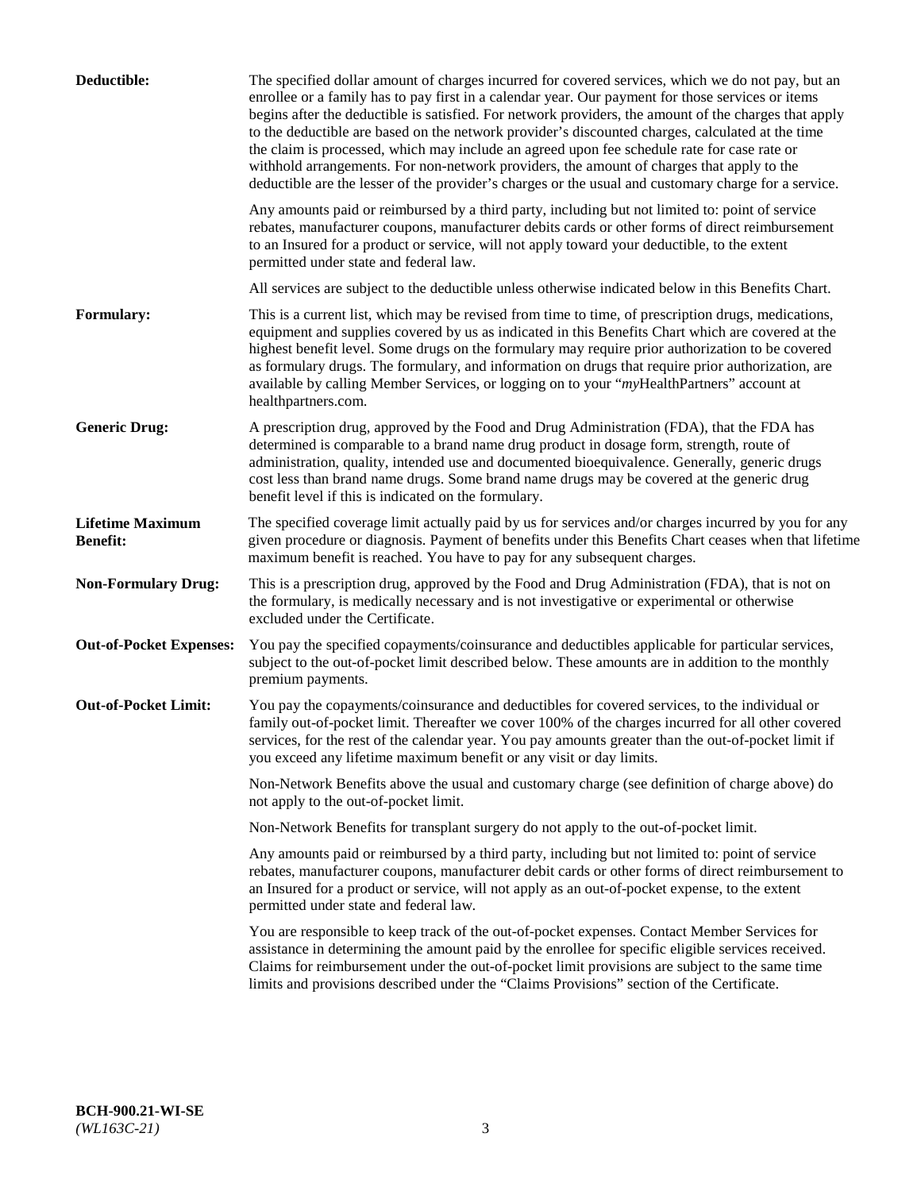**Deductible:** The specified dollar amount of charges incurred for covered services, which we do not pay, but an enrollee or a family has to pay first in a calendar year. Our payment for those services or items begins after the deductible is satisfied. For network providers, the amount of the charges that apply to the deductible are based on the network provider's discounted charges, calculated at the time the claim is processed, which may include an agreed upon fee schedule rate for case rate or withhold arrangements. For non-network providers, the amount of charges that apply to the deductible are the lesser of the provider's charges or the usual and customary charge for a service.

Any amounts paid or reimbursed by a third party, including but not limited to: point of service rebates, manufacturer coupons, manufacturer debits cards or other forms of direct reimbursement to an Insured for a product or service, will not apply toward your deductible, to the extent permitted under state and federal law.

All services are subject to the deductible unless otherwise indicated below in this Benefits Chart.

**Formulary:** This is a current list, which may be revised from time to time, of prescription drugs, medications, equipment and supplies covered by us as indicated in this Benefits Chart which are covered at the highest benefit level. Some drugs on the formulary may require prior authorization to be covered as formulary drugs. The formulary, and information on drugs that require prior authorization, are available by calling Member Services, or logging on to your "*my*HealthPartners" account at healthpartners.com.

**Generic Drug:** A prescription drug, approved by the Food and Drug Administration (FDA), that the FDA has determined is comparable to a brand name drug product in dosage form, strength, route of administration, quality, intended use and documented bioequivalence. Generally, generic drugs cost less than brand name drugs. Some brand name drugs may be covered at the generic drug benefit level if this is indicated on the formulary.

**Lifetime Maximum Benefit:** The specified coverage limit actually paid by us for services and/or charges incurred by you for any given procedure or diagnosis. Payment of benefits under this Benefits Chart ceases when that lifetime maximum benefit is reached. You have to pay for any subsequent charges.

**Non-Formulary Drug:** This is a prescription drug, approved by the Food and Drug Administration (FDA), that is not on the formulary, is medically necessary and is not investigative or experimental or otherwise excluded under the Certificate.

**Out-of-Pocket Expenses:** You pay the specified copayments/coinsurance and deductibles applicable for particular services, subject to the out-of-pocket limit described below. These amounts are in addition to the monthly premium payments.

**Out-of-Pocket Limit:** You pay the copayments/coinsurance and deductibles for covered services, to the individual or family out-of-pocket limit. Thereafter we cover 100% of the charges incurred for all other covered services, for the rest of the calendar year. You pay amounts greater than the out-of-pocket limit if you exceed any lifetime maximum benefit or any visit or day limits.

Non-Network Benefits above the usual and customary charge (see definition of charge above) do not apply to the out-of-pocket limit.

Non-Network Benefits for transplant surgery do not apply to the out-of-pocket limit.

Any amounts paid or reimbursed by a third party, including but not limited to: point of service rebates, manufacturer coupons, manufacturer debit cards or other forms of direct reimbursement to an Insured for a product or service, will not apply as an out-of-pocket expense, to the extent permitted under state and federal law.

You are responsible to keep track of the out-of-pocket expenses. Contact Member Services for assistance in determining the amount paid by the enrollee for specific eligible services received. Claims for reimbursement under the out-of-pocket limit provisions are subject to the same time limits and provisions described under the "Claims Provisions" section of the Certificate.

**BCH-900.21-WI-SE**
*(WL163C-21)*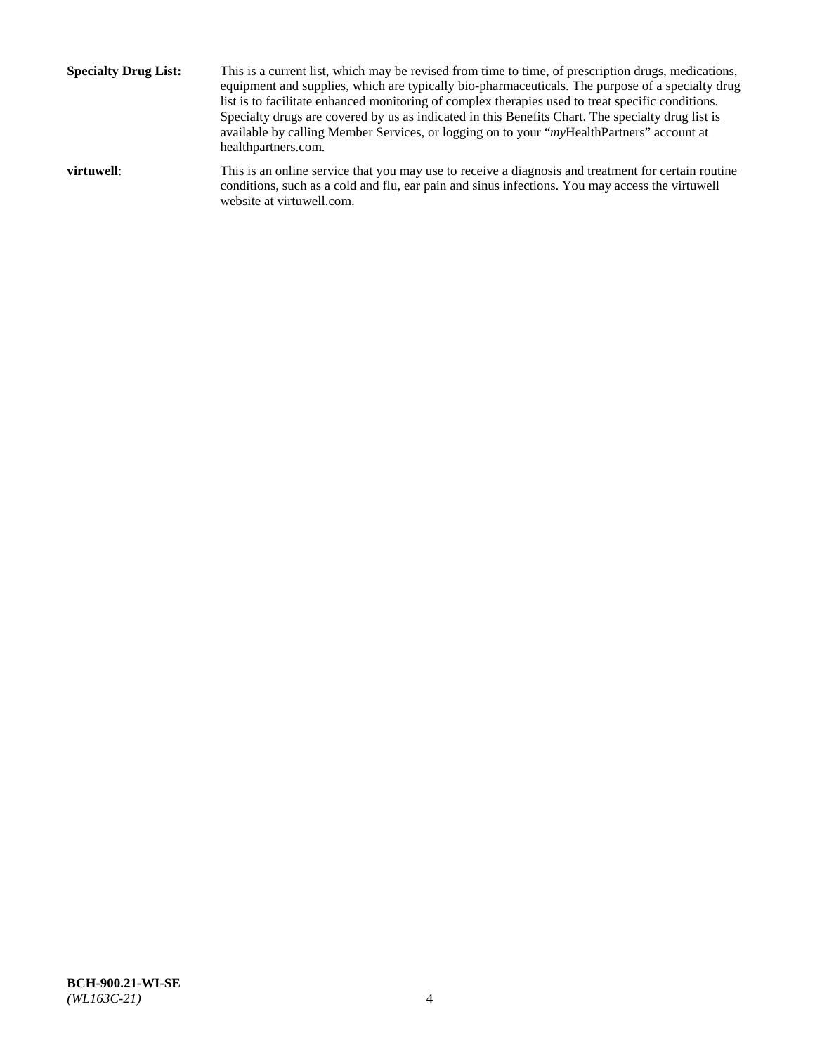**Specialty Drug List:** This is a current list, which may be revised from time to time, of prescription drugs, medications, equipment and supplies, which are typically bio-pharmaceuticals. The purpose of a specialty drug list is to facilitate enhanced monitoring of complex therapies used to treat specific conditions. Specialty drugs are covered by us as indicated in this Benefits Chart. The specialty drug list is available by calling Member Services, or logging on to your "*my*HealthPartners" account at healthpartners.com.

**virtuwell**: This is an online service that you may use to receive a diagnosis and treatment for certain routine conditions, such as a cold and flu, ear pain and sinus infections. You may access the virtuwell website at virtuwell.com.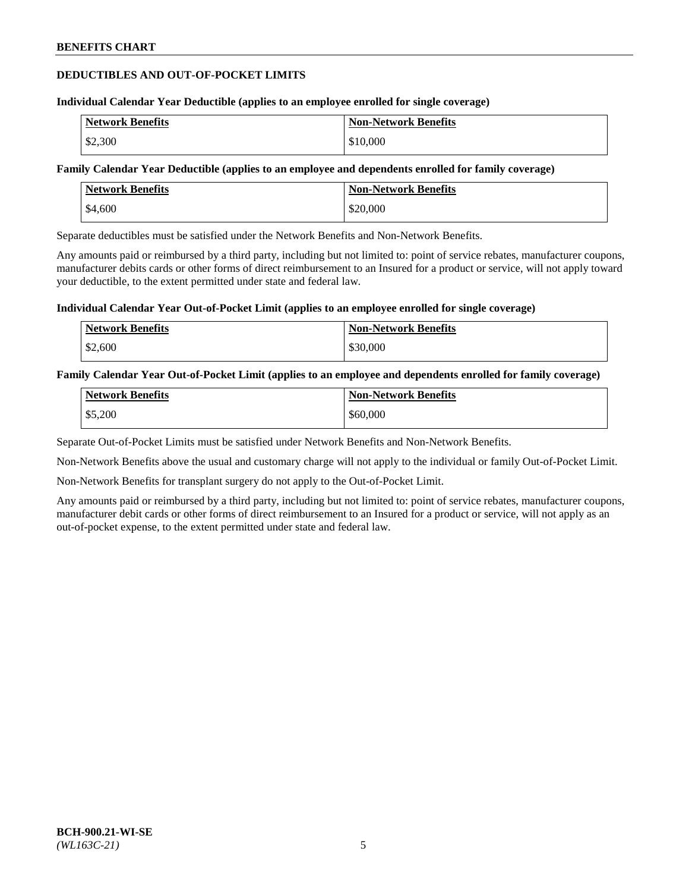## DEDUCTIBLES AND OUT-OF-POCKET LIMITS

### Individual Calendar Year Deductible (applies to an employee enrolled for single coverage)

| Network Benefits | Non-Network Benefits |
|---|---|
| $2,300 | $10,000 |

### Family Calendar Year Deductible (applies to an employee and dependents enrolled for family coverage)

| Network Benefits | Non-Network Benefits |
|---|---|
| $4,600 | $20,000 |

Separate deductibles must be satisfied under the Network Benefits and Non-Network Benefits.

Any amounts paid or reimbursed by a third party, including but not limited to: point of service rebates, manufacturer coupons, manufacturer debits cards or other forms of direct reimbursement to an Insured for a product or service, will not apply toward your deductible, to the extent permitted under state and federal law.

### Individual Calendar Year Out-of-Pocket Limit (applies to an employee enrolled for single coverage)

| Network Benefits | Non-Network Benefits |
|---|---|
| $2,600 | $30,000 |

### Family Calendar Year Out-of-Pocket Limit (applies to an employee and dependents enrolled for family coverage)

| Network Benefits | Non-Network Benefits |
|---|---|
| $5,200 | $60,000 |

Separate Out-of-Pocket Limits must be satisfied under Network Benefits and Non-Network Benefits.

Non-Network Benefits above the usual and customary charge will not apply to the individual or family Out-of-Pocket Limit.

Non-Network Benefits for transplant surgery do not apply to the Out-of-Pocket Limit.

Any amounts paid or reimbursed by a third party, including but not limited to: point of service rebates, manufacturer coupons, manufacturer debit cards or other forms of direct reimbursement to an Insured for a product or service, will not apply as an out-of-pocket expense, to the extent permitted under state and federal law.

**BCH-900.21-WI-SE**
*(WL163C-21)*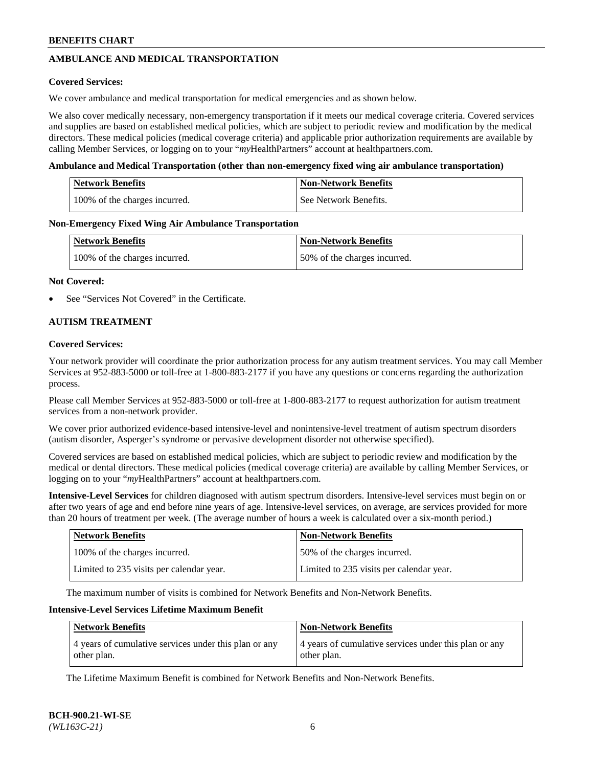## AMBULANCE AND MEDICAL TRANSPORTATION

**Covered Services:**

We cover ambulance and medical transportation for medical emergencies and as shown below.

We also cover medically necessary, non-emergency transportation if it meets our medical coverage criteria. Covered services and supplies are based on established medical policies, which are subject to periodic review and modification by the medical directors. These medical policies (medical coverage criteria) and applicable prior authorization requirements are available by calling Member Services, or logging on to your "*my*HealthPartners" account at healthpartners.com.

**Ambulance and Medical Transportation (other than non-emergency fixed wing air ambulance transportation)**

| Network Benefits | Non-Network Benefits |
|---|---|
| 100% of the charges incurred. | See Network Benefits. |

**Non-Emergency Fixed Wing Air Ambulance Transportation**

| Network Benefits | Non-Network Benefits |
|---|---|
| 100% of the charges incurred. | 50% of the charges incurred. |

**Not Covered:**

- See "Services Not Covered" in the Certificate.

## AUTISM TREATMENT

**Covered Services:**

Your network provider will coordinate the prior authorization process for any autism treatment services. You may call Member Services at 952-883-5000 or toll-free at 1-800-883-2177 if you have any questions or concerns regarding the authorization process.

Please call Member Services at 952-883-5000 or toll-free at 1-800-883-2177 to request authorization for autism treatment services from a non-network provider.

We cover prior authorized evidence-based intensive-level and nonintensive-level treatment of autism spectrum disorders (autism disorder, Asperger's syndrome or pervasive development disorder not otherwise specified).

Covered services are based on established medical policies, which are subject to periodic review and modification by the medical or dental directors. These medical policies (medical coverage criteria) are available by calling Member Services, or logging on to your "*my*HealthPartners" account at healthpartners.com.

**Intensive-Level Services** for children diagnosed with autism spectrum disorders. Intensive-level services must begin on or after two years of age and end before nine years of age. Intensive-level services, on average, are services provided for more than 20 hours of treatment per week. (The average number of hours a week is calculated over a six-month period.)

| Network Benefits | Non-Network Benefits |
|---|---|
| 100% of the charges incurred. | 50% of the charges incurred. |
| Limited to 235 visits per calendar year. | Limited to 235 visits per calendar year. |

The maximum number of visits is combined for Network Benefits and Non-Network Benefits.

**Intensive-Level Services Lifetime Maximum Benefit**

| Network Benefits | Non-Network Benefits |
|---|---|
| 4 years of cumulative services under this plan or any other plan. | 4 years of cumulative services under this plan or any other plan. |

The Lifetime Maximum Benefit is combined for Network Benefits and Non-Network Benefits.

BCH-900.21-WI-SE
*(WL163C-21)*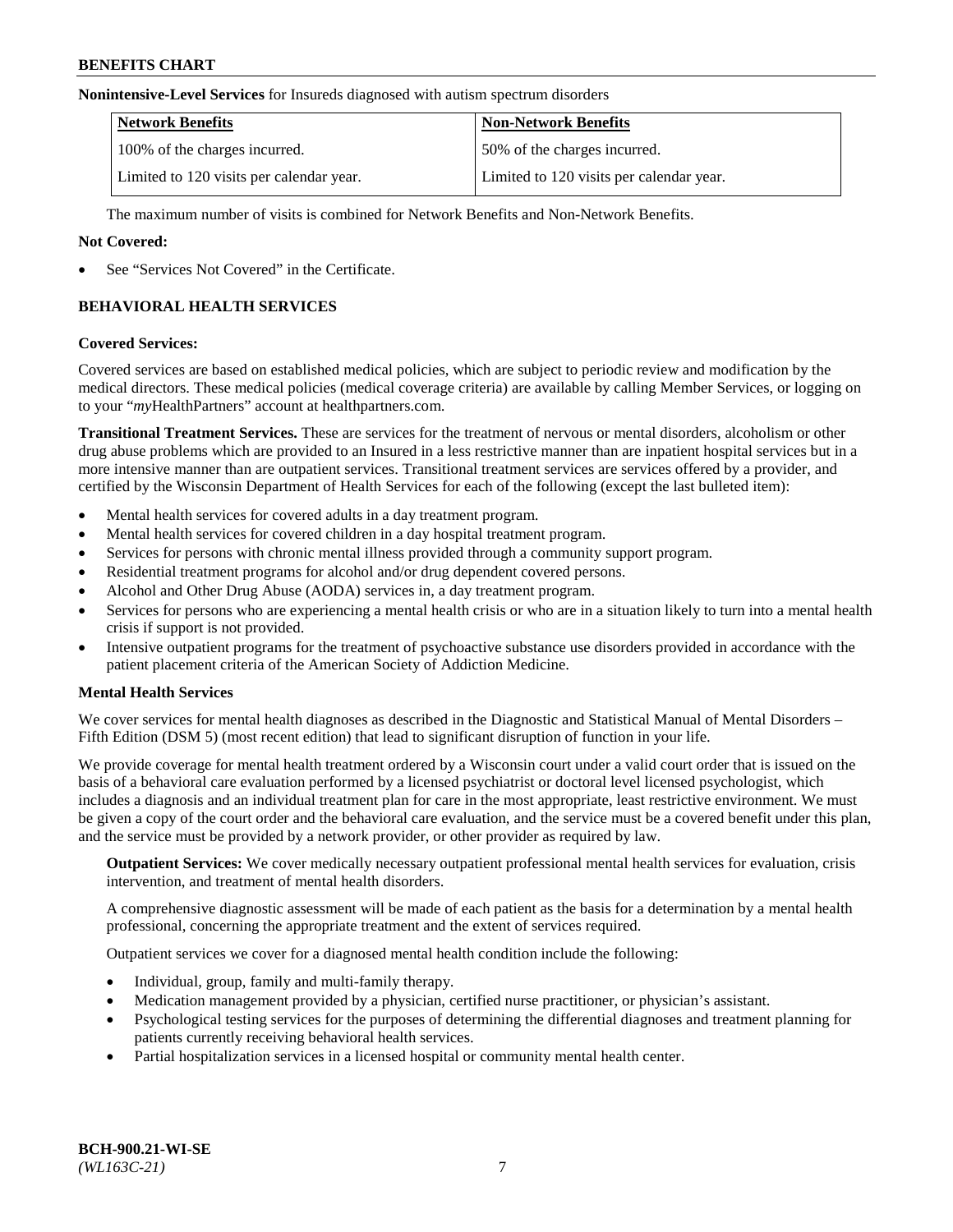**Nonintensive-Level Services** for Insureds diagnosed with autism spectrum disorders

| Network Benefits | Non-Network Benefits |
| --- | --- |
| 100% of the charges incurred. | 50% of the charges incurred. |
| Limited to 120 visits per calendar year. | Limited to 120 visits per calendar year. |

The maximum number of visits is combined for Network Benefits and Non-Network Benefits.

**Not Covered:**

- See "Services Not Covered" in the Certificate.

## BEHAVIORAL HEALTH SERVICES

**Covered Services:**

Covered services are based on established medical policies, which are subject to periodic review and modification by the medical directors. These medical policies (medical coverage criteria) are available by calling Member Services, or logging on to your "*my*HealthPartners" account at healthpartners.com.

**Transitional Treatment Services.** These are services for the treatment of nervous or mental disorders, alcoholism or other drug abuse problems which are provided to an Insured in a less restrictive manner than are inpatient hospital services but in a more intensive manner than are outpatient services. Transitional treatment services are services offered by a provider, and certified by the Wisconsin Department of Health Services for each of the following (except the last bulleted item):

- Mental health services for covered adults in a day treatment program.
- Mental health services for covered children in a day hospital treatment program.
- Services for persons with chronic mental illness provided through a community support program.
- Residential treatment programs for alcohol and/or drug dependent covered persons.
- Alcohol and Other Drug Abuse (AODA) services in, a day treatment program.
- Services for persons who are experiencing a mental health crisis or who are in a situation likely to turn into a mental health crisis if support is not provided.
- Intensive outpatient programs for the treatment of psychoactive substance use disorders provided in accordance with the patient placement criteria of the American Society of Addiction Medicine.

**Mental Health Services**

We cover services for mental health diagnoses as described in the Diagnostic and Statistical Manual of Mental Disorders – Fifth Edition (DSM 5) (most recent edition) that lead to significant disruption of function in your life.

We provide coverage for mental health treatment ordered by a Wisconsin court under a valid court order that is issued on the basis of a behavioral care evaluation performed by a licensed psychiatrist or doctoral level licensed psychologist, which includes a diagnosis and an individual treatment plan for care in the most appropriate, least restrictive environment. We must be given a copy of the court order and the behavioral care evaluation, and the service must be a covered benefit under this plan, and the service must be provided by a network provider, or other provider as required by law.

**Outpatient Services:** We cover medically necessary outpatient professional mental health services for evaluation, crisis intervention, and treatment of mental health disorders.

A comprehensive diagnostic assessment will be made of each patient as the basis for a determination by a mental health professional, concerning the appropriate treatment and the extent of services required.

Outpatient services we cover for a diagnosed mental health condition include the following:

- Individual, group, family and multi-family therapy.
- Medication management provided by a physician, certified nurse practitioner, or physician's assistant.
- Psychological testing services for the purposes of determining the differential diagnoses and treatment planning for patients currently receiving behavioral health services.
- Partial hospitalization services in a licensed hospital or community mental health center.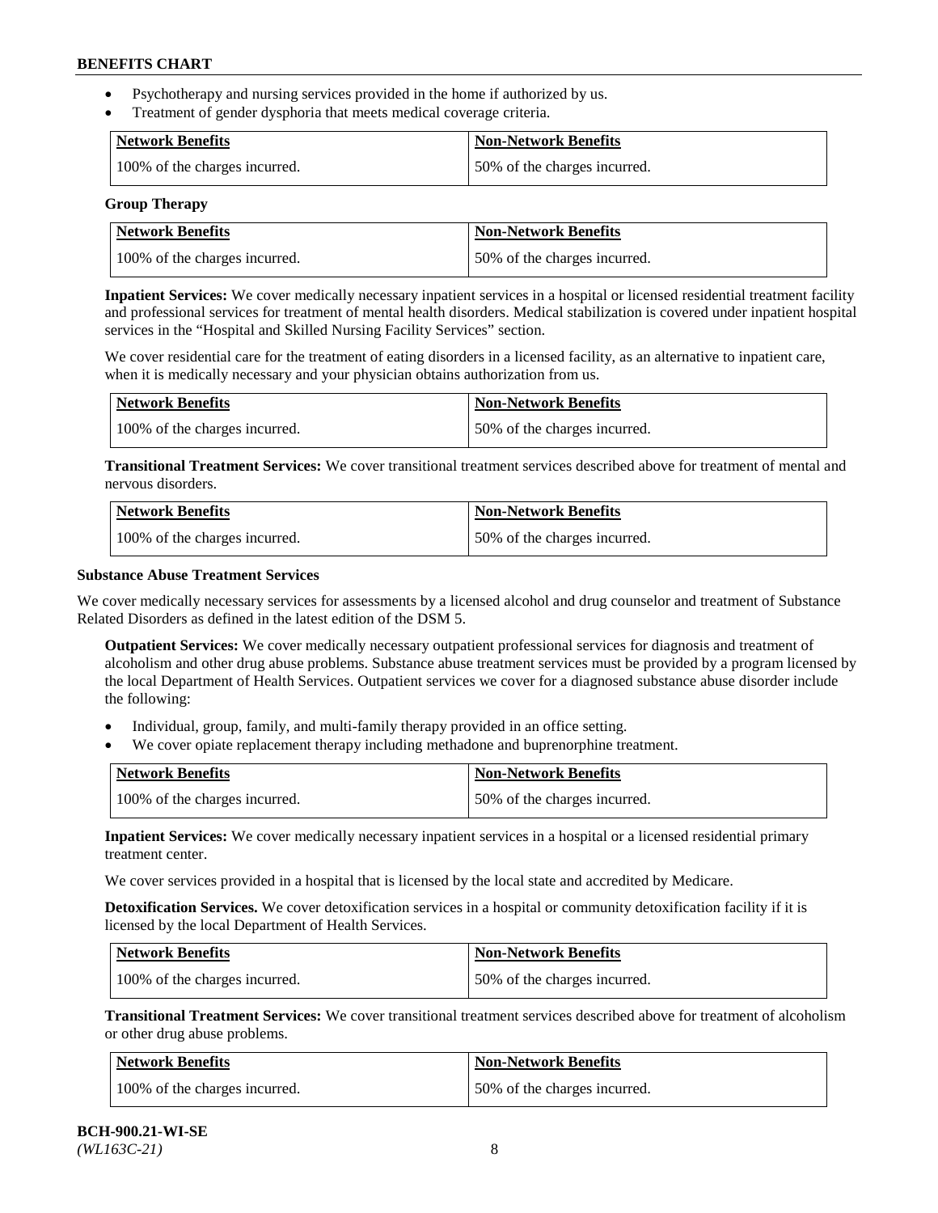- Psychotherapy and nursing services provided in the home if authorized by us.
- Treatment of gender dysphoria that meets medical coverage criteria.

| Network Benefits | Non-Network Benefits |
| --- | --- |
| 100% of the charges incurred. | 50% of the charges incurred. |

**Group Therapy**

| Network Benefits | Non-Network Benefits |
| --- | --- |
| 100% of the charges incurred. | 50% of the charges incurred. |

**Inpatient Services:** We cover medically necessary inpatient services in a hospital or licensed residential treatment facility and professional services for treatment of mental health disorders. Medical stabilization is covered under inpatient hospital services in the "Hospital and Skilled Nursing Facility Services" section.

We cover residential care for the treatment of eating disorders in a licensed facility, as an alternative to inpatient care, when it is medically necessary and your physician obtains authorization from us.

| Network Benefits | Non-Network Benefits |
| --- | --- |
| 100% of the charges incurred. | 50% of the charges incurred. |

**Transitional Treatment Services:** We cover transitional treatment services described above for treatment of mental and nervous disorders.

| Network Benefits | Non-Network Benefits |
| --- | --- |
| 100% of the charges incurred. | 50% of the charges incurred. |

**Substance Abuse Treatment Services**

We cover medically necessary services for assessments by a licensed alcohol and drug counselor and treatment of Substance Related Disorders as defined in the latest edition of the DSM 5.

**Outpatient Services:** We cover medically necessary outpatient professional services for diagnosis and treatment of alcoholism and other drug abuse problems. Substance abuse treatment services must be provided by a program licensed by the local Department of Health Services. Outpatient services we cover for a diagnosed substance abuse disorder include the following:

- Individual, group, family, and multi-family therapy provided in an office setting.
- We cover opiate replacement therapy including methadone and buprenorphine treatment.

| Network Benefits | Non-Network Benefits |
| --- | --- |
| 100% of the charges incurred. | 50% of the charges incurred. |

**Inpatient Services:** We cover medically necessary inpatient services in a hospital or a licensed residential primary treatment center.

We cover services provided in a hospital that is licensed by the local state and accredited by Medicare.

**Detoxification Services.** We cover detoxification services in a hospital or community detoxification facility if it is licensed by the local Department of Health Services.

| Network Benefits | Non-Network Benefits |
| --- | --- |
| 100% of the charges incurred. | 50% of the charges incurred. |

**Transitional Treatment Services:** We cover transitional treatment services described above for treatment of alcoholism or other drug abuse problems.

| Network Benefits | Non-Network Benefits |
| --- | --- |
| 100% of the charges incurred. | 50% of the charges incurred. |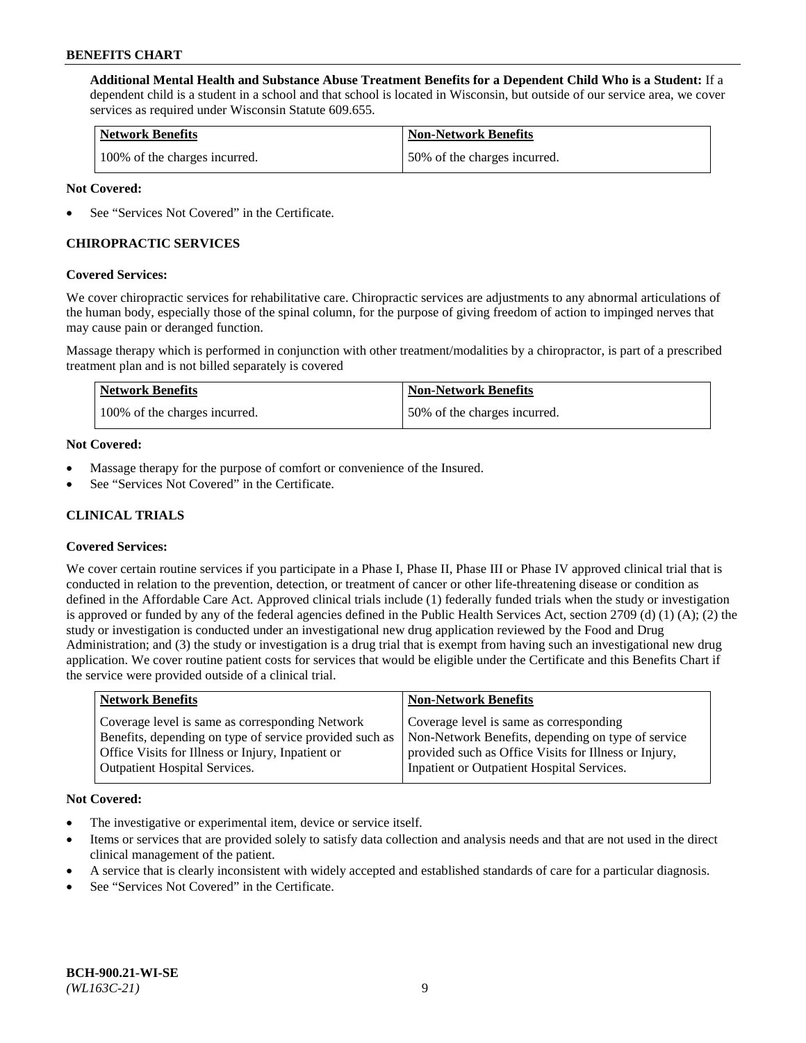**Additional Mental Health and Substance Abuse Treatment Benefits for a Dependent Child Who is a Student:** If a dependent child is a student in a school and that school is located in Wisconsin, but outside of our service area, we cover services as required under Wisconsin Statute 609.655.

| Network Benefits | Non-Network Benefits |
| --- | --- |
| 100% of the charges incurred. | 50% of the charges incurred. |

**Not Covered:**

- See "Services Not Covered" in the Certificate.

## CHIROPRACTIC SERVICES

**Covered Services:**

We cover chiropractic services for rehabilitative care. Chiropractic services are adjustments to any abnormal articulations of the human body, especially those of the spinal column, for the purpose of giving freedom of action to impinged nerves that may cause pain or deranged function.

Massage therapy which is performed in conjunction with other treatment/modalities by a chiropractor, is part of a prescribed treatment plan and is not billed separately is covered

| Network Benefits | Non-Network Benefits |
| --- | --- |
| 100% of the charges incurred. | 50% of the charges incurred. |

**Not Covered:**

- Massage therapy for the purpose of comfort or convenience of the Insured.
- See "Services Not Covered" in the Certificate.

## CLINICAL TRIALS

**Covered Services:**

We cover certain routine services if you participate in a Phase I, Phase II, Phase III or Phase IV approved clinical trial that is conducted in relation to the prevention, detection, or treatment of cancer or other life-threatening disease or condition as defined in the Affordable Care Act. Approved clinical trials include (1) federally funded trials when the study or investigation is approved or funded by any of the federal agencies defined in the Public Health Services Act, section 2709 (d) (1) (A); (2) the study or investigation is conducted under an investigational new drug application reviewed by the Food and Drug Administration; and (3) the study or investigation is a drug trial that is exempt from having such an investigational new drug application. We cover routine patient costs for services that would be eligible under the Certificate and this Benefits Chart if the service were provided outside of a clinical trial.

| Network Benefits | Non-Network Benefits |
| --- | --- |
| Coverage level is same as corresponding Network Benefits, depending on type of service provided such as Office Visits for Illness or Injury, Inpatient or Outpatient Hospital Services. | Coverage level is same as corresponding Non-Network Benefits, depending on type of service provided such as Office Visits for Illness or Injury, Inpatient or Outpatient Hospital Services. |

**Not Covered:**

- The investigative or experimental item, device or service itself.
- Items or services that are provided solely to satisfy data collection and analysis needs and that are not used in the direct clinical management of the patient.
- A service that is clearly inconsistent with widely accepted and established standards of care for a particular diagnosis.
- See "Services Not Covered" in the Certificate.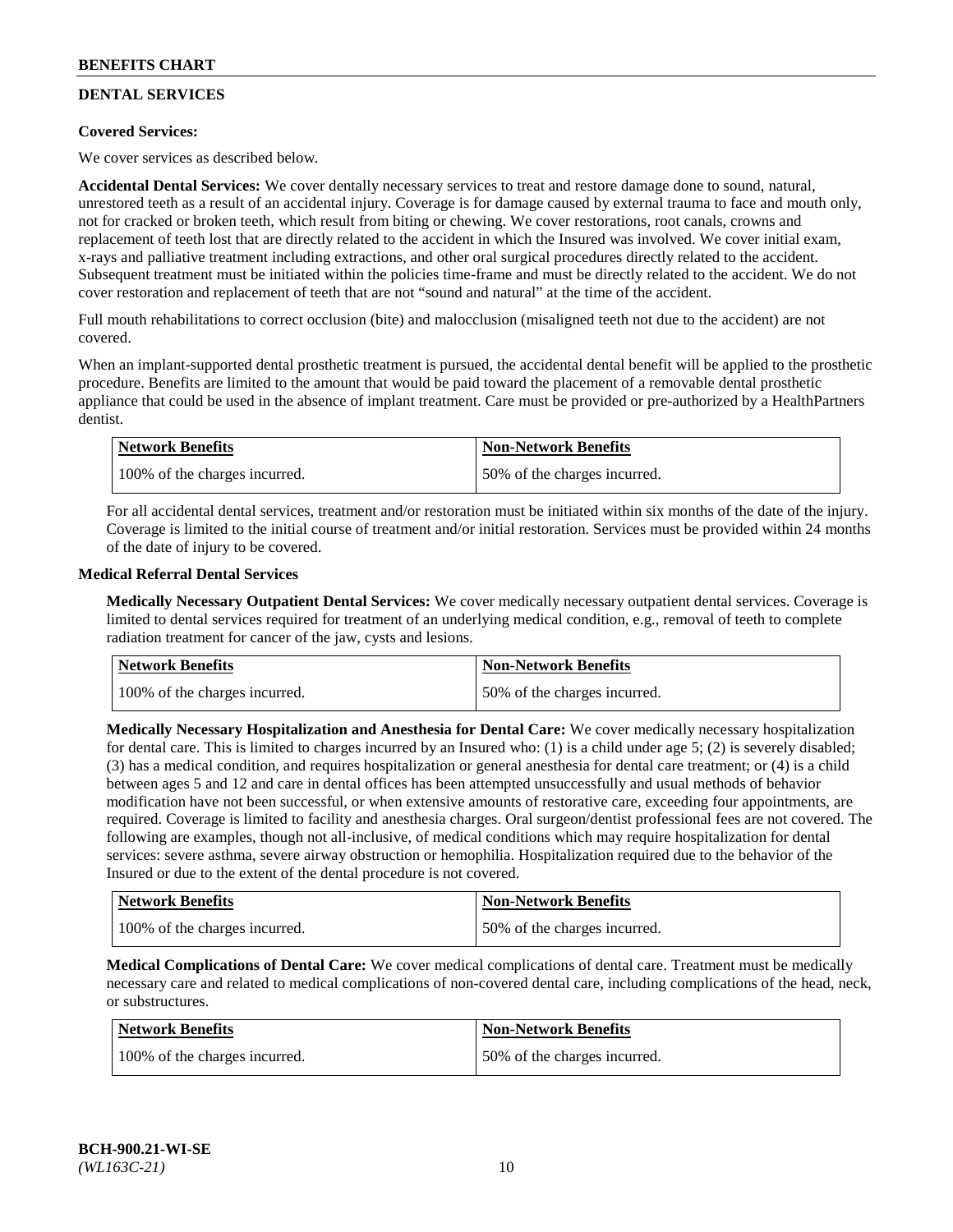## DENTAL SERVICES

**Covered Services:**

We cover services as described below.

**Accidental Dental Services:** We cover dentally necessary services to treat and restore damage done to sound, natural, unrestored teeth as a result of an accidental injury. Coverage is for damage caused by external trauma to face and mouth only, not for cracked or broken teeth, which result from biting or chewing. We cover restorations, root canals, crowns and replacement of teeth lost that are directly related to the accident in which the Insured was involved. We cover initial exam, x-rays and palliative treatment including extractions, and other oral surgical procedures directly related to the accident. Subsequent treatment must be initiated within the policies time-frame and must be directly related to the accident. We do not cover restoration and replacement of teeth that are not "sound and natural" at the time of the accident.

Full mouth rehabilitations to correct occlusion (bite) and malocclusion (misaligned teeth not due to the accident) are not covered.

When an implant-supported dental prosthetic treatment is pursued, the accidental dental benefit will be applied to the prosthetic procedure. Benefits are limited to the amount that would be paid toward the placement of a removable dental prosthetic appliance that could be used in the absence of implant treatment. Care must be provided or pre-authorized by a HealthPartners dentist.

| Network Benefits | Non-Network Benefits |
|---|---|
| 100% of the charges incurred. | 50% of the charges incurred. |

For all accidental dental services, treatment and/or restoration must be initiated within six months of the date of the injury. Coverage is limited to the initial course of treatment and/or initial restoration. Services must be provided within 24 months of the date of injury to be covered.

**Medical Referral Dental Services**

**Medically Necessary Outpatient Dental Services:** We cover medically necessary outpatient dental services. Coverage is limited to dental services required for treatment of an underlying medical condition, e.g., removal of teeth to complete radiation treatment for cancer of the jaw, cysts and lesions.

| Network Benefits | Non-Network Benefits |
|---|---|
| 100% of the charges incurred. | 50% of the charges incurred. |

**Medically Necessary Hospitalization and Anesthesia for Dental Care:** We cover medically necessary hospitalization for dental care. This is limited to charges incurred by an Insured who: (1) is a child under age 5; (2) is severely disabled; (3) has a medical condition, and requires hospitalization or general anesthesia for dental care treatment; or (4) is a child between ages 5 and 12 and care in dental offices has been attempted unsuccessfully and usual methods of behavior modification have not been successful, or when extensive amounts of restorative care, exceeding four appointments, are required. Coverage is limited to facility and anesthesia charges. Oral surgeon/dentist professional fees are not covered. The following are examples, though not all-inclusive, of medical conditions which may require hospitalization for dental services: severe asthma, severe airway obstruction or hemophilia. Hospitalization required due to the behavior of the Insured or due to the extent of the dental procedure is not covered.

| Network Benefits | Non-Network Benefits |
|---|---|
| 100% of the charges incurred. | 50% of the charges incurred. |

**Medical Complications of Dental Care:** We cover medical complications of dental care. Treatment must be medically necessary care and related to medical complications of non-covered dental care, including complications of the head, neck, or substructures.

| Network Benefits | Non-Network Benefits |
|---|---|
| 100% of the charges incurred. | 50% of the charges incurred. |

BCH-900.21-WI-SE
*(WL163C-21)*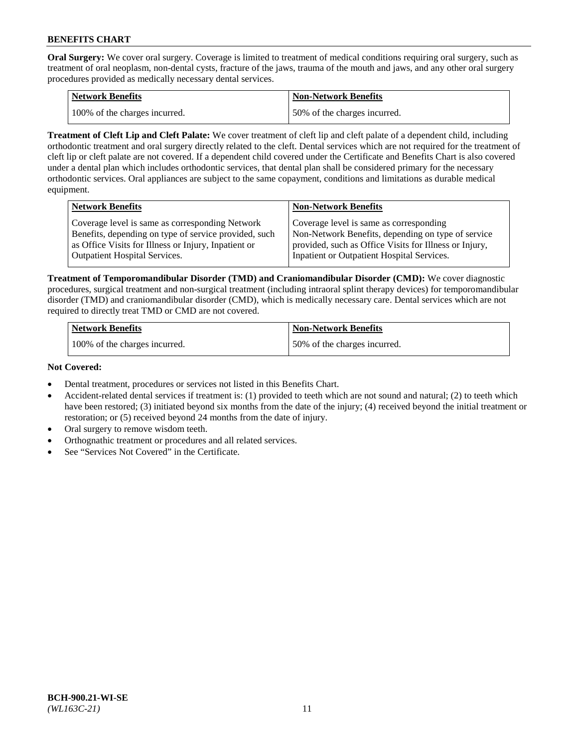**Oral Surgery:** We cover oral surgery. Coverage is limited to treatment of medical conditions requiring oral surgery, such as treatment of oral neoplasm, non-dental cysts, fracture of the jaws, trauma of the mouth and jaws, and any other oral surgery procedures provided as medically necessary dental services.

| Network Benefits | Non-Network Benefits |
| --- | --- |
| 100% of the charges incurred. | 50% of the charges incurred. |

**Treatment of Cleft Lip and Cleft Palate:** We cover treatment of cleft lip and cleft palate of a dependent child, including orthodontic treatment and oral surgery directly related to the cleft. Dental services which are not required for the treatment of cleft lip or cleft palate are not covered. If a dependent child covered under the Certificate and Benefits Chart is also covered under a dental plan which includes orthodontic services, that dental plan shall be considered primary for the necessary orthodontic services. Oral appliances are subject to the same copayment, conditions and limitations as durable medical equipment.

| Network Benefits | Non-Network Benefits |
| --- | --- |
| Coverage level is same as corresponding Network Benefits, depending on type of service provided, such as Office Visits for Illness or Injury, Inpatient or Outpatient Hospital Services. | Coverage level is same as corresponding Non-Network Benefits, depending on type of service provided, such as Office Visits for Illness or Injury, Inpatient or Outpatient Hospital Services. |

**Treatment of Temporomandibular Disorder (TMD) and Craniomandibular Disorder (CMD):** We cover diagnostic procedures, surgical treatment and non-surgical treatment (including intraoral splint therapy devices) for temporomandibular disorder (TMD) and craniomandibular disorder (CMD), which is medically necessary care. Dental services which are not required to directly treat TMD or CMD are not covered.

| Network Benefits | Non-Network Benefits |
| --- | --- |
| 100% of the charges incurred. | 50% of the charges incurred. |

**Not Covered:**

- Dental treatment, procedures or services not listed in this Benefits Chart.
- Accident-related dental services if treatment is: (1) provided to teeth which are not sound and natural; (2) to teeth which have been restored; (3) initiated beyond six months from the date of the injury; (4) received beyond the initial treatment or restoration; or (5) received beyond 24 months from the date of injury.
- Oral surgery to remove wisdom teeth.
- Orthognathic treatment or procedures and all related services.
- See "Services Not Covered" in the Certificate.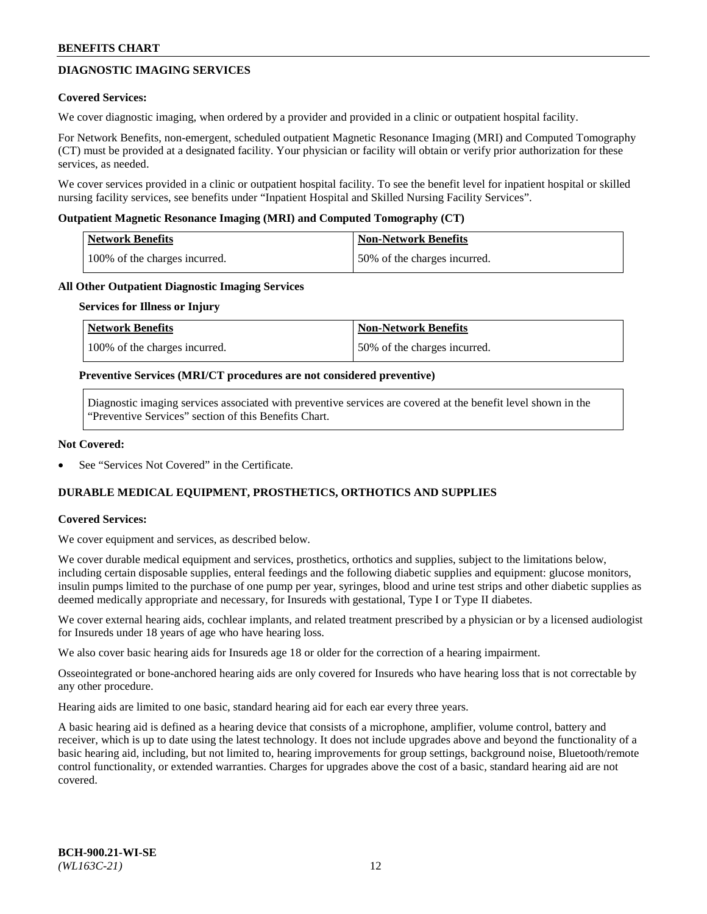## DIAGNOSTIC IMAGING SERVICES

**Covered Services:**

We cover diagnostic imaging, when ordered by a provider and provided in a clinic or outpatient hospital facility.

For Network Benefits, non-emergent, scheduled outpatient Magnetic Resonance Imaging (MRI) and Computed Tomography (CT) must be provided at a designated facility. Your physician or facility will obtain or verify prior authorization for these services, as needed.

We cover services provided in a clinic or outpatient hospital facility. To see the benefit level for inpatient hospital or skilled nursing facility services, see benefits under "Inpatient Hospital and Skilled Nursing Facility Services".

**Outpatient Magnetic Resonance Imaging (MRI) and Computed Tomography (CT)**

| Network Benefits | Non-Network Benefits |
|---|---|
| 100% of the charges incurred. | 50% of the charges incurred. |

**All Other Outpatient Diagnostic Imaging Services**

**Services for Illness or Injury**

| Network Benefits | Non-Network Benefits |
|---|---|
| 100% of the charges incurred. | 50% of the charges incurred. |

**Preventive Services (MRI/CT procedures are not considered preventive)**

Diagnostic imaging services associated with preventive services are covered at the benefit level shown in the "Preventive Services" section of this Benefits Chart.

**Not Covered:**

- See "Services Not Covered" in the Certificate.

## DURABLE MEDICAL EQUIPMENT, PROSTHETICS, ORTHOTICS AND SUPPLIES

**Covered Services:**

We cover equipment and services, as described below.

We cover durable medical equipment and services, prosthetics, orthotics and supplies, subject to the limitations below, including certain disposable supplies, enteral feedings and the following diabetic supplies and equipment: glucose monitors, insulin pumps limited to the purchase of one pump per year, syringes, blood and urine test strips and other diabetic supplies as deemed medically appropriate and necessary, for Insureds with gestational, Type I or Type II diabetes.

We cover external hearing aids, cochlear implants, and related treatment prescribed by a physician or by a licensed audiologist for Insureds under 18 years of age who have hearing loss.

We also cover basic hearing aids for Insureds age 18 or older for the correction of a hearing impairment.

Osseointegrated or bone-anchored hearing aids are only covered for Insureds who have hearing loss that is not correctable by any other procedure.

Hearing aids are limited to one basic, standard hearing aid for each ear every three years.

A basic hearing aid is defined as a hearing device that consists of a microphone, amplifier, volume control, battery and receiver, which is up to date using the latest technology. It does not include upgrades above and beyond the functionality of a basic hearing aid, including, but not limited to, hearing improvements for group settings, background noise, Bluetooth/remote control functionality, or extended warranties. Charges for upgrades above the cost of a basic, standard hearing aid are not covered.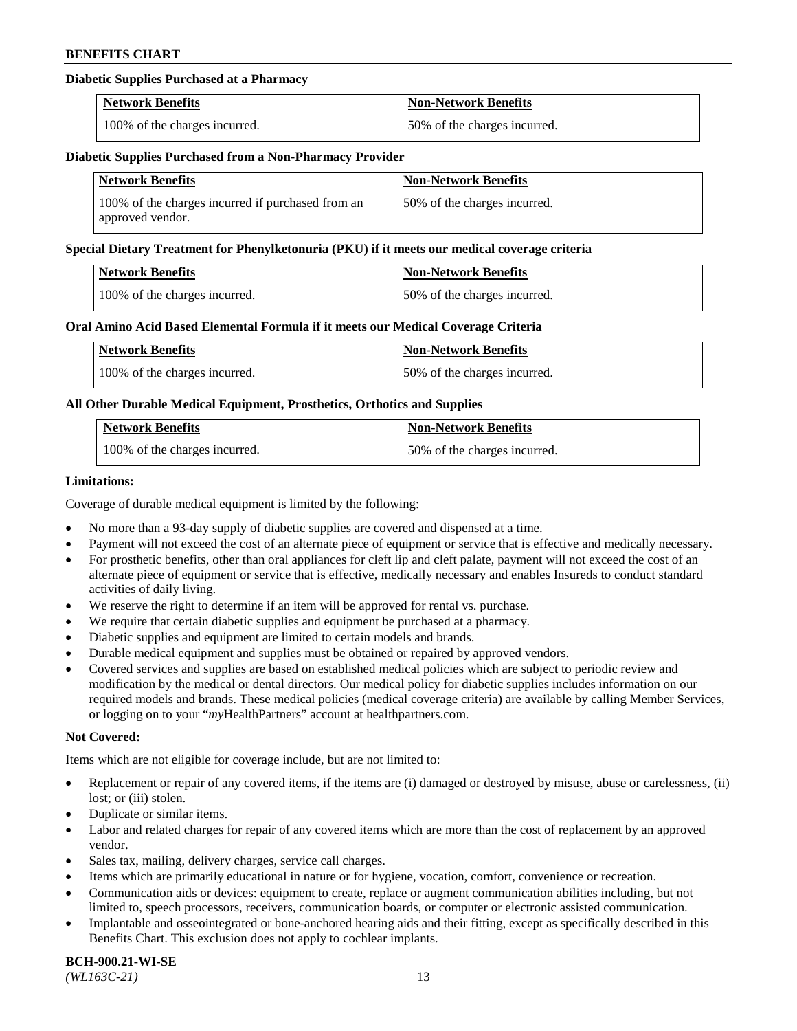**Diabetic Supplies Purchased at a Pharmacy**

| Network Benefits | Non-Network Benefits |
| --- | --- |
| 100% of the charges incurred. | 50% of the charges incurred. |

**Diabetic Supplies Purchased from a Non-Pharmacy Provider**

| Network Benefits | Non-Network Benefits |
| --- | --- |
| 100% of the charges incurred if purchased from an approved vendor. | 50% of the charges incurred. |

**Special Dietary Treatment for Phenylketonuria (PKU) if it meets our medical coverage criteria**

| Network Benefits | Non-Network Benefits |
| --- | --- |
| 100% of the charges incurred. | 50% of the charges incurred. |

**Oral Amino Acid Based Elemental Formula if it meets our Medical Coverage Criteria**

| Network Benefits | Non-Network Benefits |
| --- | --- |
| 100% of the charges incurred. | 50% of the charges incurred. |

**All Other Durable Medical Equipment, Prosthetics, Orthotics and Supplies**

| Network Benefits | Non-Network Benefits |
| --- | --- |
| 100% of the charges incurred. | 50% of the charges incurred. |

**Limitations:**

Coverage of durable medical equipment is limited by the following:

- No more than a 93-day supply of diabetic supplies are covered and dispensed at a time.
- Payment will not exceed the cost of an alternate piece of equipment or service that is effective and medically necessary.
- For prosthetic benefits, other than oral appliances for cleft lip and cleft palate, payment will not exceed the cost of an alternate piece of equipment or service that is effective, medically necessary and enables Insureds to conduct standard activities of daily living.
- We reserve the right to determine if an item will be approved for rental vs. purchase.
- We require that certain diabetic supplies and equipment be purchased at a pharmacy.
- Diabetic supplies and equipment are limited to certain models and brands.
- Durable medical equipment and supplies must be obtained or repaired by approved vendors.
- Covered services and supplies are based on established medical policies which are subject to periodic review and modification by the medical or dental directors. Our medical policy for diabetic supplies includes information on our required models and brands. These medical policies (medical coverage criteria) are available by calling Member Services, or logging on to your "*my*HealthPartners" account at healthpartners.com.

**Not Covered:**

Items which are not eligible for coverage include, but are not limited to:

- Replacement or repair of any covered items, if the items are (i) damaged or destroyed by misuse, abuse or carelessness, (ii) lost; or (iii) stolen.
- Duplicate or similar items.
- Labor and related charges for repair of any covered items which are more than the cost of replacement by an approved vendor.
- Sales tax, mailing, delivery charges, service call charges.
- Items which are primarily educational in nature or for hygiene, vocation, comfort, convenience or recreation.
- Communication aids or devices: equipment to create, replace or augment communication abilities including, but not limited to, speech processors, receivers, communication boards, or computer or electronic assisted communication.
- Implantable and osseointegrated or bone-anchored hearing aids and their fitting, except as specifically described in this Benefits Chart. This exclusion does not apply to cochlear implants.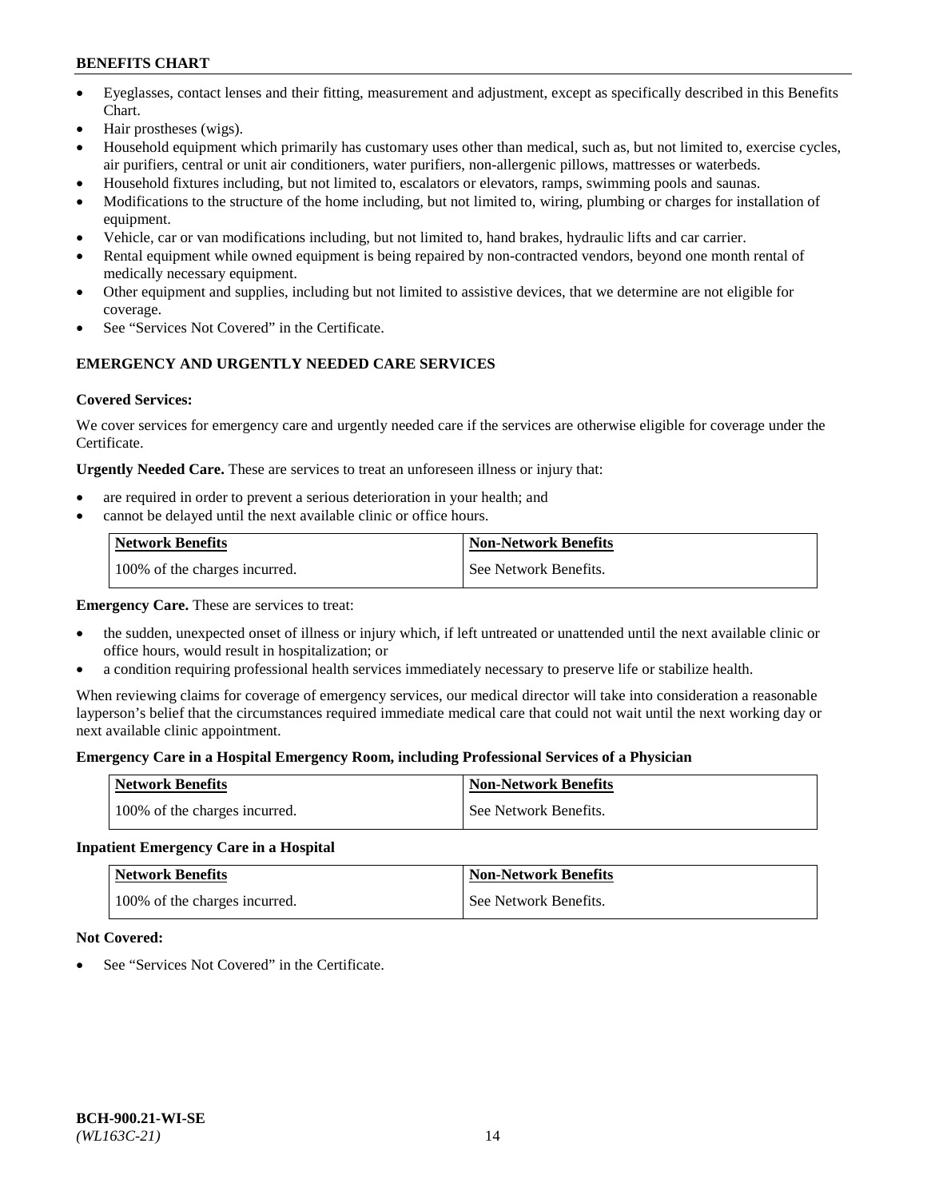- Eyeglasses, contact lenses and their fitting, measurement and adjustment, except as specifically described in this Benefits Chart.
- Hair prostheses (wigs).
- Household equipment which primarily has customary uses other than medical, such as, but not limited to, exercise cycles, air purifiers, central or unit air conditioners, water purifiers, non-allergenic pillows, mattresses or waterbeds.
- Household fixtures including, but not limited to, escalators or elevators, ramps, swimming pools and saunas.
- Modifications to the structure of the home including, but not limited to, wiring, plumbing or charges for installation of equipment.
- Vehicle, car or van modifications including, but not limited to, hand brakes, hydraulic lifts and car carrier.
- Rental equipment while owned equipment is being repaired by non-contracted vendors, beyond one month rental of medically necessary equipment.
- Other equipment and supplies, including but not limited to assistive devices, that we determine are not eligible for coverage.
- See "Services Not Covered" in the Certificate.

## EMERGENCY AND URGENTLY NEEDED CARE SERVICES

**Covered Services:**

We cover services for emergency care and urgently needed care if the services are otherwise eligible for coverage under the Certificate.

**Urgently Needed Care.** These are services to treat an unforeseen illness or injury that:

- are required in order to prevent a serious deterioration in your health; and
- cannot be delayed until the next available clinic or office hours.

| Network Benefits | Non-Network Benefits |
|---|---|
| 100% of the charges incurred. | See Network Benefits. |

**Emergency Care.** These are services to treat:

- the sudden, unexpected onset of illness or injury which, if left untreated or unattended until the next available clinic or office hours, would result in hospitalization; or
- a condition requiring professional health services immediately necessary to preserve life or stabilize health.

When reviewing claims for coverage of emergency services, our medical director will take into consideration a reasonable layperson's belief that the circumstances required immediate medical care that could not wait until the next working day or next available clinic appointment.

**Emergency Care in a Hospital Emergency Room, including Professional Services of a Physician**

| Network Benefits | Non-Network Benefits |
|---|---|
| 100% of the charges incurred. | See Network Benefits. |

**Inpatient Emergency Care in a Hospital**

| Network Benefits | Non-Network Benefits |
|---|---|
| 100% of the charges incurred. | See Network Benefits. |

**Not Covered:**

- See "Services Not Covered" in the Certificate.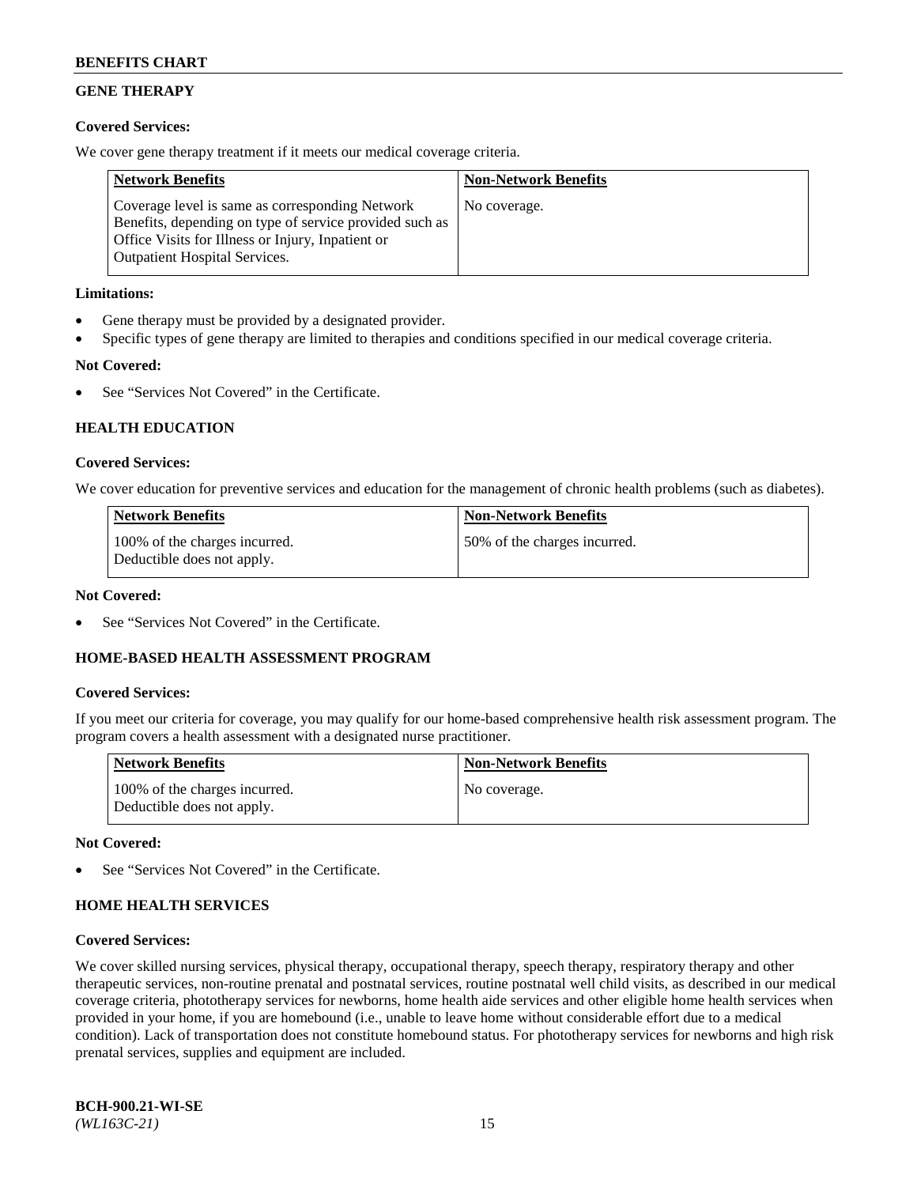## GENE THERAPY

**Covered Services:**

We cover gene therapy treatment if it meets our medical coverage criteria.

| Network Benefits | Non-Network Benefits |
| --- | --- |
| Coverage level is same as corresponding Network Benefits, depending on type of service provided such as Office Visits for Illness or Injury, Inpatient or Outpatient Hospital Services. | No coverage. |

**Limitations:**

- Gene therapy must be provided by a designated provider.
- Specific types of gene therapy are limited to therapies and conditions specified in our medical coverage criteria.

**Not Covered:**

- See "Services Not Covered" in the Certificate.

## HEALTH EDUCATION

**Covered Services:**

We cover education for preventive services and education for the management of chronic health problems (such as diabetes).

| Network Benefits | Non-Network Benefits |
| --- | --- |
| 100% of the charges incurred. Deductible does not apply. | 50% of the charges incurred. |

**Not Covered:**

- See "Services Not Covered" in the Certificate.

## HOME-BASED HEALTH ASSESSMENT PROGRAM

**Covered Services:**

If you meet our criteria for coverage, you may qualify for our home-based comprehensive health risk assessment program. The program covers a health assessment with a designated nurse practitioner.

| Network Benefits | Non-Network Benefits |
| --- | --- |
| 100% of the charges incurred. Deductible does not apply. | No coverage. |

**Not Covered:**

- See "Services Not Covered" in the Certificate.

## HOME HEALTH SERVICES

**Covered Services:**

We cover skilled nursing services, physical therapy, occupational therapy, speech therapy, respiratory therapy and other therapeutic services, non-routine prenatal and postnatal services, routine postnatal well child visits, as described in our medical coverage criteria, phototherapy services for newborns, home health aide services and other eligible home health services when provided in your home, if you are homebound (i.e., unable to leave home without considerable effort due to a medical condition). Lack of transportation does not constitute homebound status. For phototherapy services for newborns and high risk prenatal services, supplies and equipment are included.

**BCH-900.21-WI-SE**
*(WL163C-21)*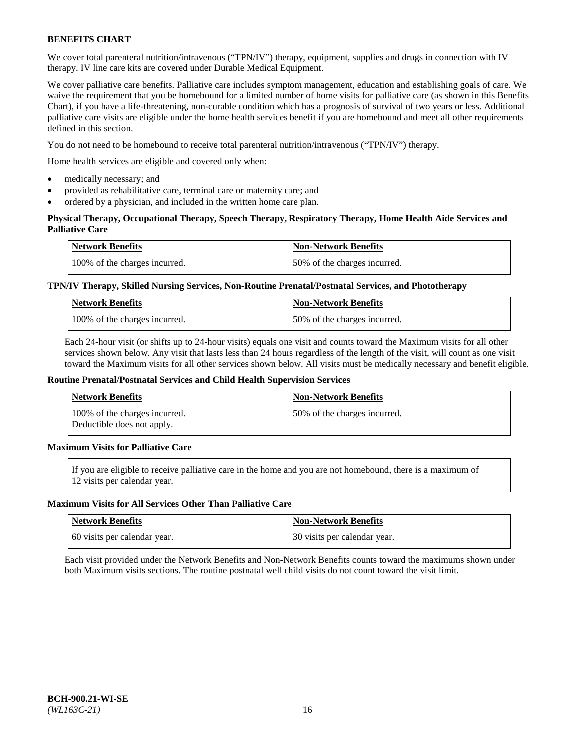We cover total parenteral nutrition/intravenous ("TPN/IV") therapy, equipment, supplies and drugs in connection with IV therapy. IV line care kits are covered under Durable Medical Equipment.

We cover palliative care benefits. Palliative care includes symptom management, education and establishing goals of care. We waive the requirement that you be homebound for a limited number of home visits for palliative care (as shown in this Benefits Chart), if you have a life-threatening, non-curable condition which has a prognosis of survival of two years or less. Additional palliative care visits are eligible under the home health services benefit if you are homebound and meet all other requirements defined in this section.

You do not need to be homebound to receive total parenteral nutrition/intravenous ("TPN/IV") therapy.

Home health services are eligible and covered only when:

- medically necessary; and
- provided as rehabilitative care, terminal care or maternity care; and
- ordered by a physician, and included in the written home care plan.

**Physical Therapy, Occupational Therapy, Speech Therapy, Respiratory Therapy, Home Health Aide Services and Palliative Care**

| Network Benefits | Non-Network Benefits |
|---|---|
| 100% of the charges incurred. | 50% of the charges incurred. |

**TPN/IV Therapy, Skilled Nursing Services, Non-Routine Prenatal/Postnatal Services, and Phototherapy**

| Network Benefits | Non-Network Benefits |
|---|---|
| 100% of the charges incurred. | 50% of the charges incurred. |

Each 24-hour visit (or shifts up to 24-hour visits) equals one visit and counts toward the Maximum visits for all other services shown below. Any visit that lasts less than 24 hours regardless of the length of the visit, will count as one visit toward the Maximum visits for all other services shown below. All visits must be medically necessary and benefit eligible.

**Routine Prenatal/Postnatal Services and Child Health Supervision Services**

| Network Benefits | Non-Network Benefits |
|---|---|
| 100% of the charges incurred. Deductible does not apply. | 50% of the charges incurred. |

**Maximum Visits for Palliative Care**

If you are eligible to receive palliative care in the home and you are not homebound, there is a maximum of 12 visits per calendar year.

**Maximum Visits for All Services Other Than Palliative Care**

| Network Benefits | Non-Network Benefits |
|---|---|
| 60 visits per calendar year. | 30 visits per calendar year. |

Each visit provided under the Network Benefits and Non-Network Benefits counts toward the maximums shown under both Maximum visits sections. The routine postnatal well child visits do not count toward the visit limit.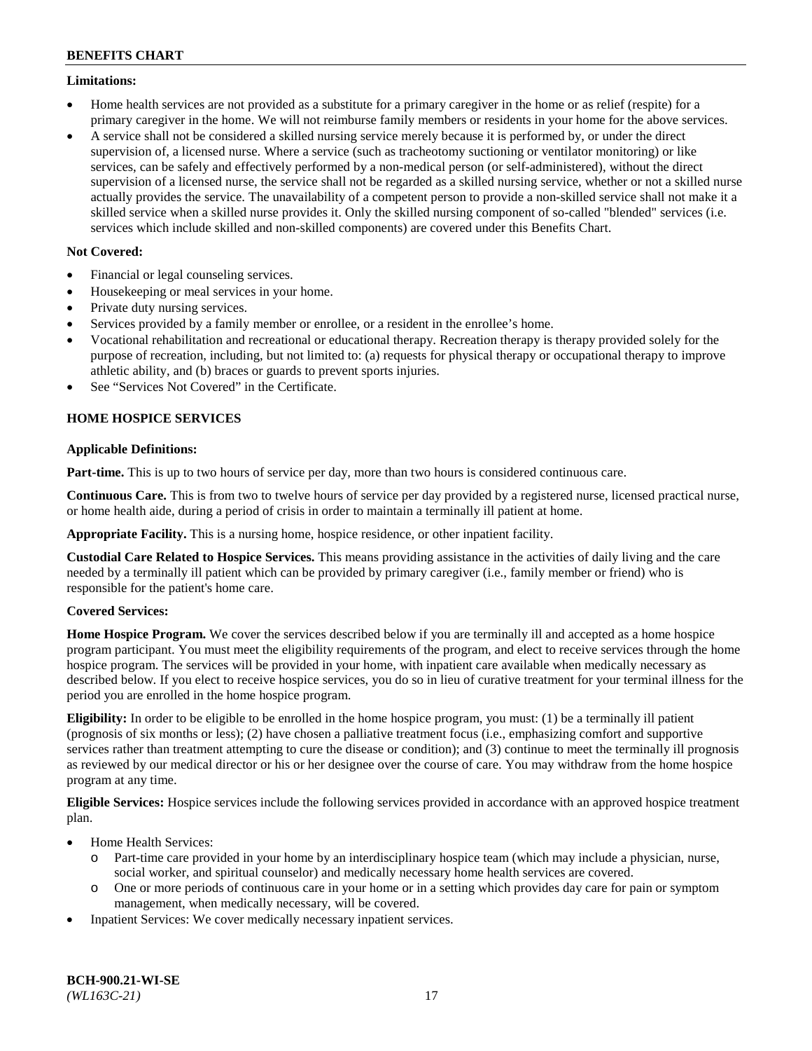**Limitations:**

- Home health services are not provided as a substitute for a primary caregiver in the home or as relief (respite) for a primary caregiver in the home. We will not reimburse family members or residents in your home for the above services.
- A service shall not be considered a skilled nursing service merely because it is performed by, or under the direct supervision of, a licensed nurse. Where a service (such as tracheotomy suctioning or ventilator monitoring) or like services, can be safely and effectively performed by a non-medical person (or self-administered), without the direct supervision of a licensed nurse, the service shall not be regarded as a skilled nursing service, whether or not a skilled nurse actually provides the service. The unavailability of a competent person to provide a non-skilled service shall not make it a skilled service when a skilled nurse provides it. Only the skilled nursing component of so-called "blended" services (i.e. services which include skilled and non-skilled components) are covered under this Benefits Chart.

**Not Covered:**

- Financial or legal counseling services.
- Housekeeping or meal services in your home.
- Private duty nursing services.
- Services provided by a family member or enrollee, or a resident in the enrollee's home.
- Vocational rehabilitation and recreational or educational therapy. Recreation therapy is therapy provided solely for the purpose of recreation, including, but not limited to: (a) requests for physical therapy or occupational therapy to improve athletic ability, and (b) braces or guards to prevent sports injuries.
- See "Services Not Covered" in the Certificate.

## HOME HOSPICE SERVICES

**Applicable Definitions:**

**Part-time.** This is up to two hours of service per day, more than two hours is considered continuous care.

**Continuous Care.** This is from two to twelve hours of service per day provided by a registered nurse, licensed practical nurse, or home health aide, during a period of crisis in order to maintain a terminally ill patient at home.

**Appropriate Facility.** This is a nursing home, hospice residence, or other inpatient facility.

**Custodial Care Related to Hospice Services.** This means providing assistance in the activities of daily living and the care needed by a terminally ill patient which can be provided by primary caregiver (i.e., family member or friend) who is responsible for the patient's home care.

**Covered Services:**

**Home Hospice Program.** We cover the services described below if you are terminally ill and accepted as a home hospice program participant. You must meet the eligibility requirements of the program, and elect to receive services through the home hospice program. The services will be provided in your home, with inpatient care available when medically necessary as described below. If you elect to receive hospice services, you do so in lieu of curative treatment for your terminal illness for the period you are enrolled in the home hospice program.

**Eligibility:** In order to be eligible to be enrolled in the home hospice program, you must: (1) be a terminally ill patient (prognosis of six months or less); (2) have chosen a palliative treatment focus (i.e., emphasizing comfort and supportive services rather than treatment attempting to cure the disease or condition); and (3) continue to meet the terminally ill prognosis as reviewed by our medical director or his or her designee over the course of care. You may withdraw from the home hospice program at any time.

**Eligible Services:** Hospice services include the following services provided in accordance with an approved hospice treatment plan.

- Home Health Services:
  - Part-time care provided in your home by an interdisciplinary hospice team (which may include a physician, nurse, social worker, and spiritual counselor) and medically necessary home health services are covered.
  - One or more periods of continuous care in your home or in a setting which provides day care for pain or symptom management, when medically necessary, will be covered.
- Inpatient Services: We cover medically necessary inpatient services.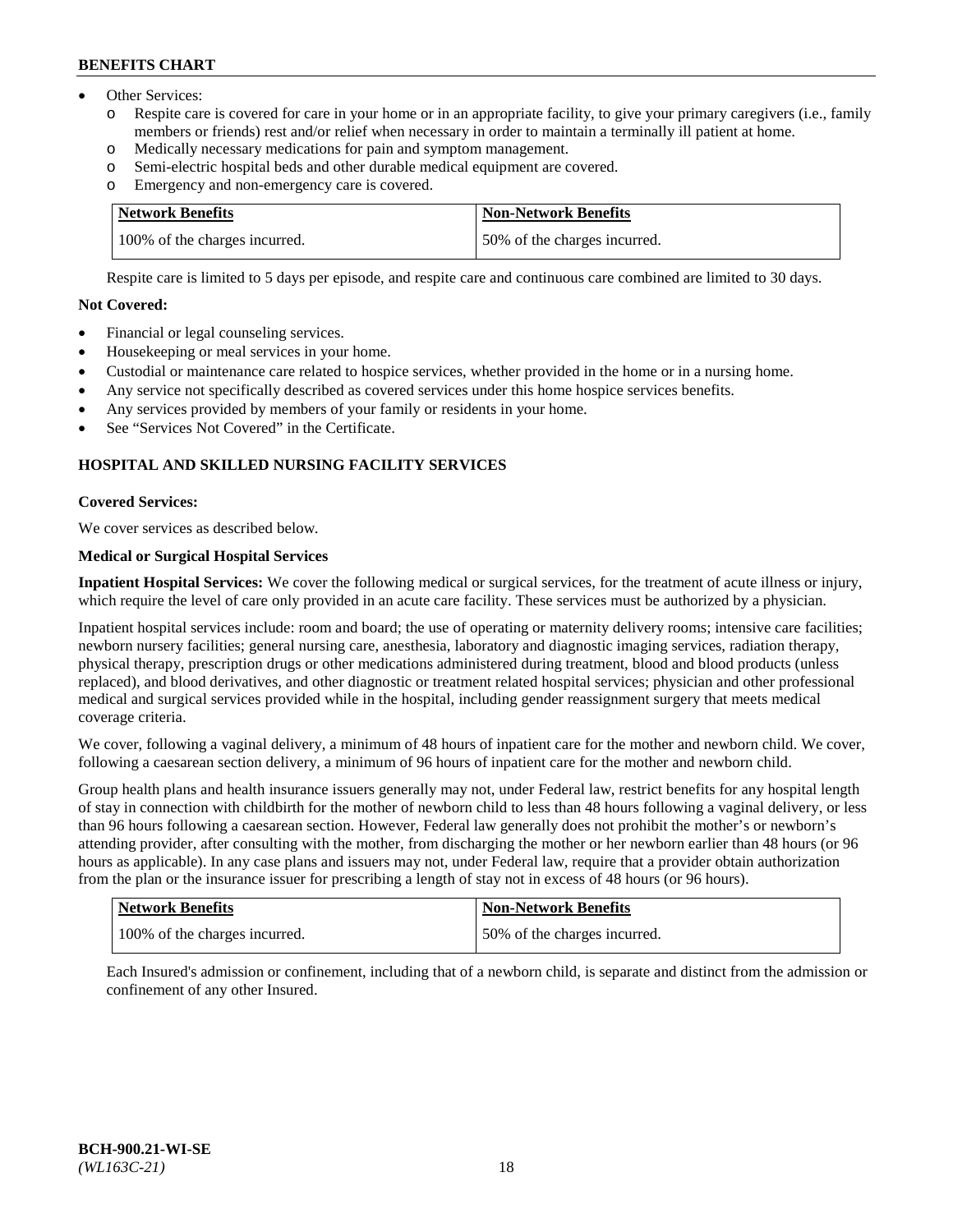- Other Services:
  - Respite care is covered for care in your home or in an appropriate facility, to give your primary caregivers (i.e., family members or friends) rest and/or relief when necessary in order to maintain a terminally ill patient at home.
  - Medically necessary medications for pain and symptom management.
  - Semi-electric hospital beds and other durable medical equipment are covered.
  - Emergency and non-emergency care is covered.

| Network Benefits | Non-Network Benefits |
|---|---|
| 100% of the charges incurred. | 50% of the charges incurred. |

Respite care is limited to 5 days per episode, and respite care and continuous care combined are limited to 30 days.

**Not Covered:**

- Financial or legal counseling services.
- Housekeeping or meal services in your home.
- Custodial or maintenance care related to hospice services, whether provided in the home or in a nursing home.
- Any service not specifically described as covered services under this home hospice services benefits.
- Any services provided by members of your family or residents in your home.
- See "Services Not Covered" in the Certificate.

## HOSPITAL AND SKILLED NURSING FACILITY SERVICES

**Covered Services:**

We cover services as described below.

**Medical or Surgical Hospital Services**

**Inpatient Hospital Services:** We cover the following medical or surgical services, for the treatment of acute illness or injury, which require the level of care only provided in an acute care facility. These services must be authorized by a physician.

Inpatient hospital services include: room and board; the use of operating or maternity delivery rooms; intensive care facilities; newborn nursery facilities; general nursing care, anesthesia, laboratory and diagnostic imaging services, radiation therapy, physical therapy, prescription drugs or other medications administered during treatment, blood and blood products (unless replaced), and blood derivatives, and other diagnostic or treatment related hospital services; physician and other professional medical and surgical services provided while in the hospital, including gender reassignment surgery that meets medical coverage criteria.

We cover, following a vaginal delivery, a minimum of 48 hours of inpatient care for the mother and newborn child. We cover, following a caesarean section delivery, a minimum of 96 hours of inpatient care for the mother and newborn child.

Group health plans and health insurance issuers generally may not, under Federal law, restrict benefits for any hospital length of stay in connection with childbirth for the mother of newborn child to less than 48 hours following a vaginal delivery, or less than 96 hours following a caesarean section. However, Federal law generally does not prohibit the mother's or newborn's attending provider, after consulting with the mother, from discharging the mother or her newborn earlier than 48 hours (or 96 hours as applicable). In any case plans and issuers may not, under Federal law, require that a provider obtain authorization from the plan or the insurance issuer for prescribing a length of stay not in excess of 48 hours (or 96 hours).

| Network Benefits | Non-Network Benefits |
|---|---|
| 100% of the charges incurred. | 50% of the charges incurred. |

Each Insured's admission or confinement, including that of a newborn child, is separate and distinct from the admission or confinement of any other Insured.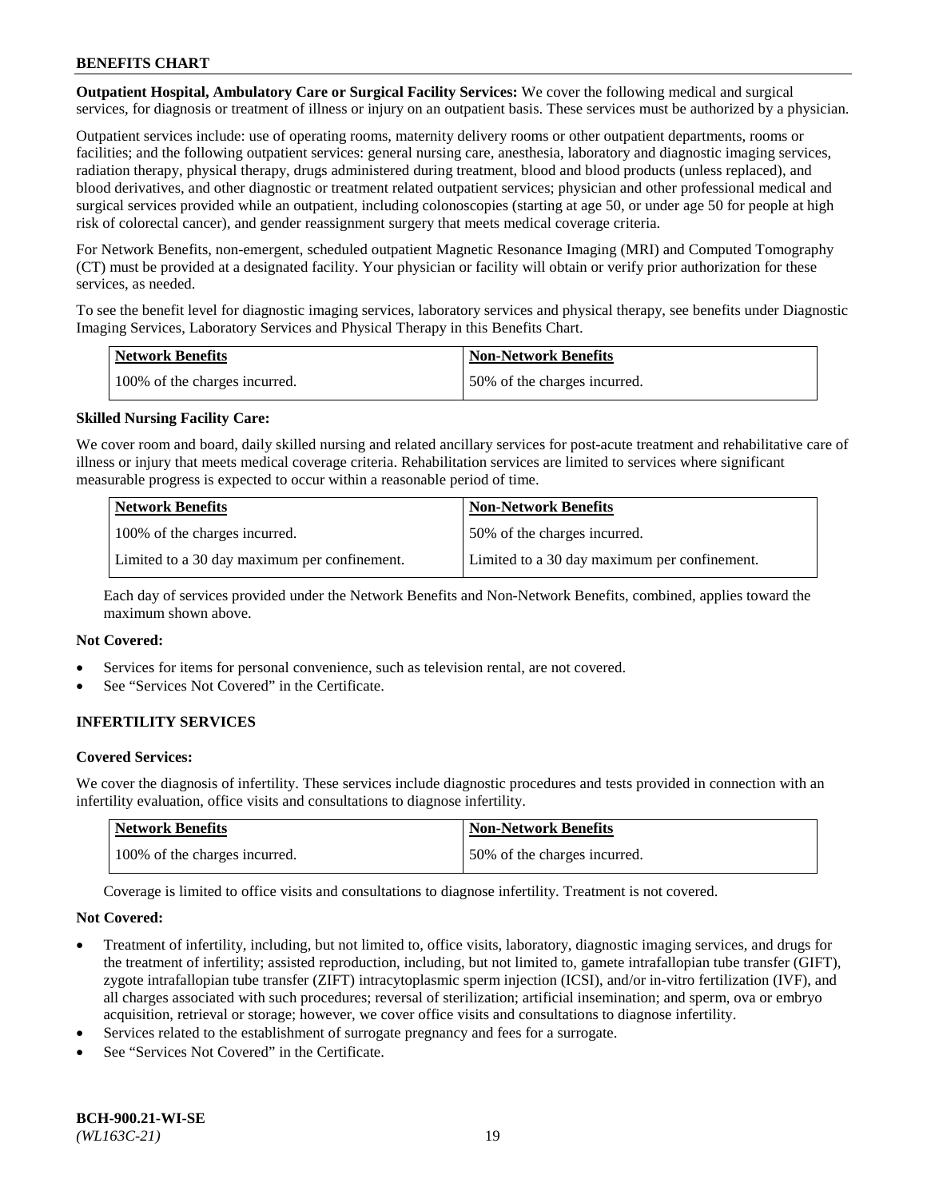**Outpatient Hospital, Ambulatory Care or Surgical Facility Services:** We cover the following medical and surgical services, for diagnosis or treatment of illness or injury on an outpatient basis. These services must be authorized by a physician.

Outpatient services include: use of operating rooms, maternity delivery rooms or other outpatient departments, rooms or facilities; and the following outpatient services: general nursing care, anesthesia, laboratory and diagnostic imaging services, radiation therapy, physical therapy, drugs administered during treatment, blood and blood products (unless replaced), and blood derivatives, and other diagnostic or treatment related outpatient services; physician and other professional medical and surgical services provided while an outpatient, including colonoscopies (starting at age 50, or under age 50 for people at high risk of colorectal cancer), and gender reassignment surgery that meets medical coverage criteria.

For Network Benefits, non-emergent, scheduled outpatient Magnetic Resonance Imaging (MRI) and Computed Tomography (CT) must be provided at a designated facility. Your physician or facility will obtain or verify prior authorization for these services, as needed.

To see the benefit level for diagnostic imaging services, laboratory services and physical therapy, see benefits under Diagnostic Imaging Services, Laboratory Services and Physical Therapy in this Benefits Chart.

| Network Benefits | Non-Network Benefits |
|---|---|
| 100% of the charges incurred. | 50% of the charges incurred. |

**Skilled Nursing Facility Care:**

We cover room and board, daily skilled nursing and related ancillary services for post-acute treatment and rehabilitative care of illness or injury that meets medical coverage criteria. Rehabilitation services are limited to services where significant measurable progress is expected to occur within a reasonable period of time.

| Network Benefits | Non-Network Benefits |
|---|---|
| 100% of the charges incurred. | 50% of the charges incurred. |
| Limited to a 30 day maximum per confinement. | Limited to a 30 day maximum per confinement. |

Each day of services provided under the Network Benefits and Non-Network Benefits, combined, applies toward the maximum shown above.

**Not Covered:**

- Services for items for personal convenience, such as television rental, are not covered.
- See "Services Not Covered" in the Certificate.

## INFERTILITY SERVICES

**Covered Services:**

We cover the diagnosis of infertility. These services include diagnostic procedures and tests provided in connection with an infertility evaluation, office visits and consultations to diagnose infertility.

| Network Benefits | Non-Network Benefits |
|---|---|
| 100% of the charges incurred. | 50% of the charges incurred. |

Coverage is limited to office visits and consultations to diagnose infertility. Treatment is not covered.

**Not Covered:**

- Treatment of infertility, including, but not limited to, office visits, laboratory, diagnostic imaging services, and drugs for the treatment of infertility; assisted reproduction, including, but not limited to, gamete intrafallopian tube transfer (GIFT), zygote intrafallopian tube transfer (ZIFT) intracytoplasmic sperm injection (ICSI), and/or in-vitro fertilization (IVF), and all charges associated with such procedures; reversal of sterilization; artificial insemination; and sperm, ova or embryo acquisition, retrieval or storage; however, we cover office visits and consultations to diagnose infertility.
- Services related to the establishment of surrogate pregnancy and fees for a surrogate.
- See "Services Not Covered" in the Certificate.

**BCH-900.21-WI-SE**
*(WL163C-21)*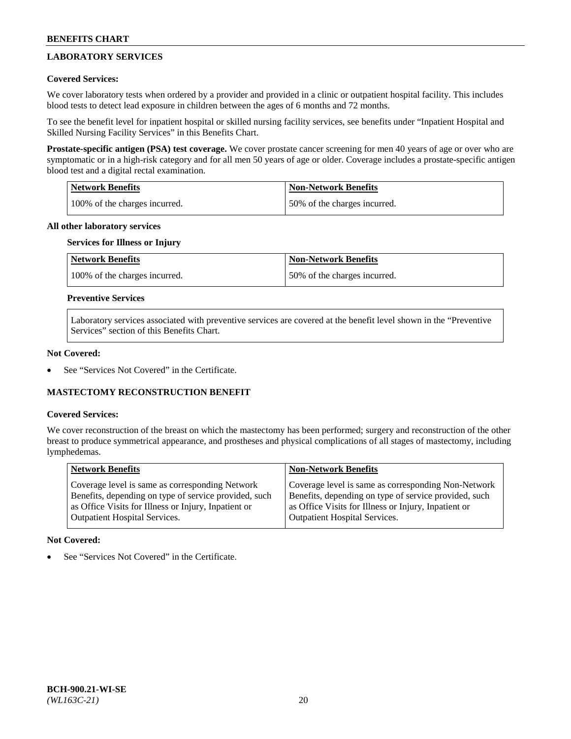## LABORATORY SERVICES

**Covered Services:**

We cover laboratory tests when ordered by a provider and provided in a clinic or outpatient hospital facility. This includes blood tests to detect lead exposure in children between the ages of 6 months and 72 months.

To see the benefit level for inpatient hospital or skilled nursing facility services, see benefits under "Inpatient Hospital and Skilled Nursing Facility Services" in this Benefits Chart.

**Prostate-specific antigen (PSA) test coverage.** We cover prostate cancer screening for men 40 years of age or over who are symptomatic or in a high-risk category and for all men 50 years of age or older. Coverage includes a prostate-specific antigen blood test and a digital rectal examination.

| Network Benefits | Non-Network Benefits |
| --- | --- |
| 100% of the charges incurred. | 50% of the charges incurred. |

**All other laboratory services**

**Services for Illness or Injury**

| Network Benefits | Non-Network Benefits |
| --- | --- |
| 100% of the charges incurred. | 50% of the charges incurred. |

**Preventive Services**

Laboratory services associated with preventive services are covered at the benefit level shown in the "Preventive Services" section of this Benefits Chart.

**Not Covered:**

- See "Services Not Covered" in the Certificate.

## MASTECTOMY RECONSTRUCTION BENEFIT

**Covered Services:**

We cover reconstruction of the breast on which the mastectomy has been performed; surgery and reconstruction of the other breast to produce symmetrical appearance, and prostheses and physical complications of all stages of mastectomy, including lymphedemas.

| Network Benefits | Non-Network Benefits |
| --- | --- |
| Coverage level is same as corresponding Network Benefits, depending on type of service provided, such as Office Visits for Illness or Injury, Inpatient or Outpatient Hospital Services. | Coverage level is same as corresponding Non-Network Benefits, depending on type of service provided, such as Office Visits for Illness or Injury, Inpatient or Outpatient Hospital Services. |

**Not Covered:**

- See "Services Not Covered" in the Certificate.

BCH-900.21-WI-SE
*(WL163C-21)*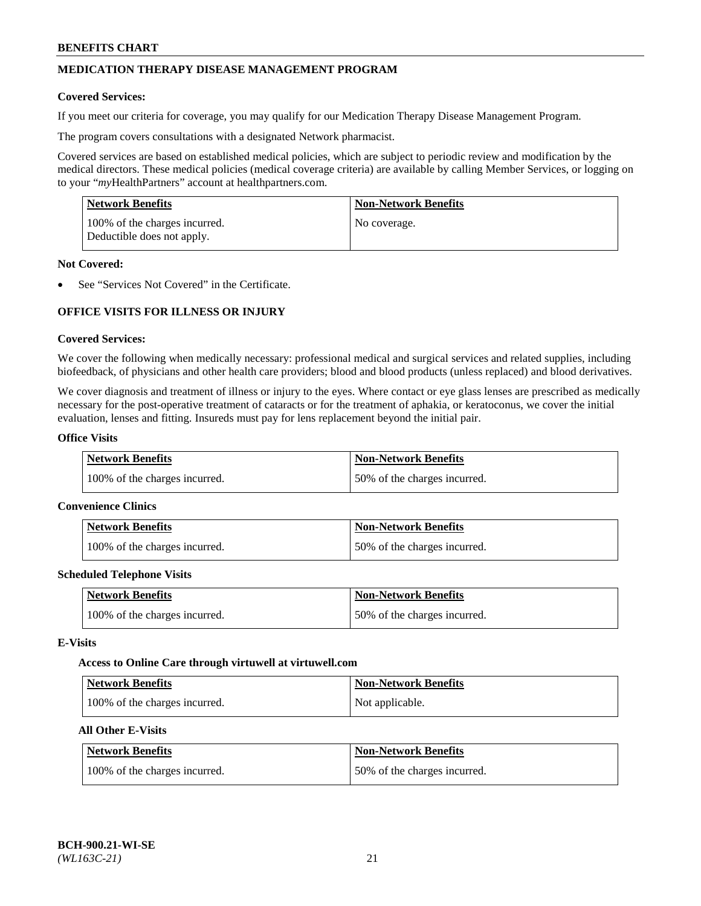## MEDICATION THERAPY DISEASE MANAGEMENT PROGRAM

**Covered Services:**

If you meet our criteria for coverage, you may qualify for our Medication Therapy Disease Management Program.

The program covers consultations with a designated Network pharmacist.

Covered services are based on established medical policies, which are subject to periodic review and modification by the medical directors. These medical policies (medical coverage criteria) are available by calling Member Services, or logging on to your "*my*HealthPartners" account at healthpartners.com.

| Network Benefits | Non-Network Benefits |
|---|---|
| 100% of the charges incurred. Deductible does not apply. | No coverage. |

**Not Covered:**

- See "Services Not Covered" in the Certificate.

## OFFICE VISITS FOR ILLNESS OR INJURY

**Covered Services:**

We cover the following when medically necessary: professional medical and surgical services and related supplies, including biofeedback, of physicians and other health care providers; blood and blood products (unless replaced) and blood derivatives.

We cover diagnosis and treatment of illness or injury to the eyes. Where contact or eye glass lenses are prescribed as medically necessary for the post-operative treatment of cataracts or for the treatment of aphakia, or keratoconus, we cover the initial evaluation, lenses and fitting. Insureds must pay for lens replacement beyond the initial pair.

**Office Visits**

| Network Benefits | Non-Network Benefits |
|---|---|
| 100% of the charges incurred. | 50% of the charges incurred. |

**Convenience Clinics**

| Network Benefits | Non-Network Benefits |
|---|---|
| 100% of the charges incurred. | 50% of the charges incurred. |

**Scheduled Telephone Visits**

| Network Benefits | Non-Network Benefits |
|---|---|
| 100% of the charges incurred. | 50% of the charges incurred. |

**E-Visits**

**Access to Online Care through virtuwell at virtuwell.com**

| Network Benefits | Non-Network Benefits |
|---|---|
| 100% of the charges incurred. | Not applicable. |

**All Other E-Visits**

| Network Benefits | Non-Network Benefits |
|---|---|
| 100% of the charges incurred. | 50% of the charges incurred. |

**BCH-900.21-WI-SE**
*(WL163C-21)*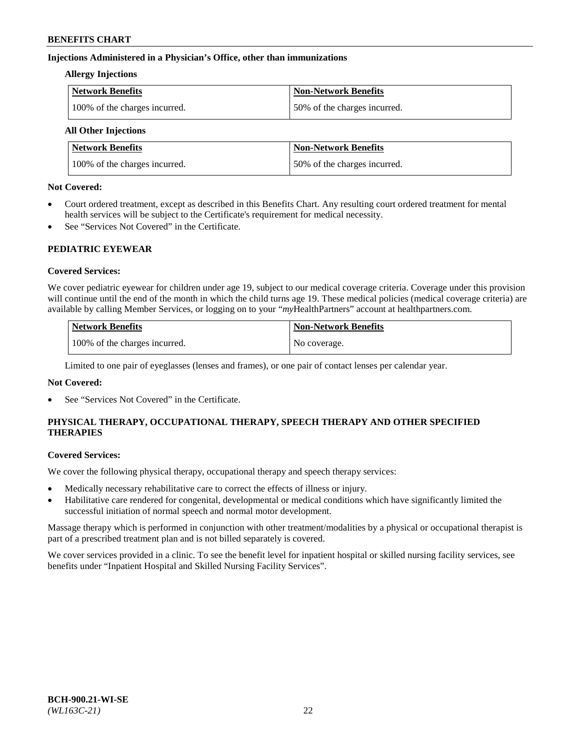**Injections Administered in a Physician's Office, other than immunizations**

**Allergy Injections**

| Network Benefits | Non-Network Benefits |
|---|---|
| 100% of the charges incurred. | 50% of the charges incurred. |

**All Other Injections**

| Network Benefits | Non-Network Benefits |
|---|---|
| 100% of the charges incurred. | 50% of the charges incurred. |

**Not Covered:**

- Court ordered treatment, except as described in this Benefits Chart. Any resulting court ordered treatment for mental health services will be subject to the Certificate's requirement for medical necessity.
- See "Services Not Covered" in the Certificate.

## PEDIATRIC EYEWEAR

**Covered Services:**

We cover pediatric eyewear for children under age 19, subject to our medical coverage criteria. Coverage under this provision will continue until the end of the month in which the child turns age 19. These medical policies (medical coverage criteria) are available by calling Member Services, or logging on to your "*my*HealthPartners" account at healthpartners.com.

| Network Benefits | Non-Network Benefits |
|---|---|
| 100% of the charges incurred. | No coverage. |

Limited to one pair of eyeglasses (lenses and frames), or one pair of contact lenses per calendar year.

**Not Covered:**

- See "Services Not Covered" in the Certificate.

## PHYSICAL THERAPY, OCCUPATIONAL THERAPY, SPEECH THERAPY AND OTHER SPECIFIED THERAPIES

**Covered Services:**

We cover the following physical therapy, occupational therapy and speech therapy services:

- Medically necessary rehabilitative care to correct the effects of illness or injury.
- Habilitative care rendered for congenital, developmental or medical conditions which have significantly limited the successful initiation of normal speech and normal motor development.

Massage therapy which is performed in conjunction with other treatment/modalities by a physical or occupational therapist is part of a prescribed treatment plan and is not billed separately is covered.

We cover services provided in a clinic. To see the benefit level for inpatient hospital or skilled nursing facility services, see benefits under "Inpatient Hospital and Skilled Nursing Facility Services".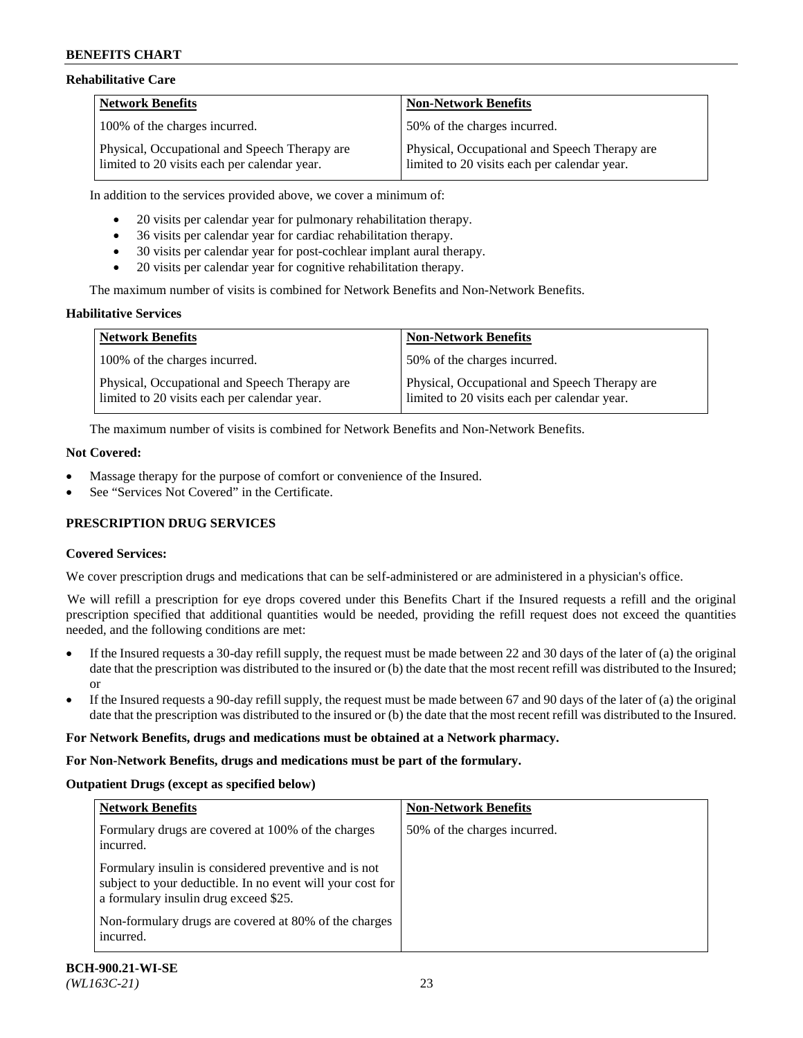### Rehabilitative Care

| Network Benefits | Non-Network Benefits |
| --- | --- |
| 100% of the charges incurred. | 50% of the charges incurred. |
| Physical, Occupational and Speech Therapy are limited to 20 visits each per calendar year. | Physical, Occupational and Speech Therapy are limited to 20 visits each per calendar year. |

In addition to the services provided above, we cover a minimum of:

- 20 visits per calendar year for pulmonary rehabilitation therapy.
- 36 visits per calendar year for cardiac rehabilitation therapy.
- 30 visits per calendar year for post-cochlear implant aural therapy.
- 20 visits per calendar year for cognitive rehabilitation therapy.

The maximum number of visits is combined for Network Benefits and Non-Network Benefits.

### Habilitative Services

| Network Benefits | Non-Network Benefits |
| --- | --- |
| 100% of the charges incurred. | 50% of the charges incurred. |
| Physical, Occupational and Speech Therapy are limited to 20 visits each per calendar year. | Physical, Occupational and Speech Therapy are limited to 20 visits each per calendar year. |

The maximum number of visits is combined for Network Benefits and Non-Network Benefits.

### Not Covered:

- Massage therapy for the purpose of comfort or convenience of the Insured.
- See "Services Not Covered" in the Certificate.

## PRESCRIPTION DRUG SERVICES

### Covered Services:

We cover prescription drugs and medications that can be self-administered or are administered in a physician's office.

We will refill a prescription for eye drops covered under this Benefits Chart if the Insured requests a refill and the original prescription specified that additional quantities would be needed, providing the refill request does not exceed the quantities needed, and the following conditions are met:

- If the Insured requests a 30-day refill supply, the request must be made between 22 and 30 days of the later of (a) the original date that the prescription was distributed to the insured or (b) the date that the most recent refill was distributed to the Insured; or
- If the Insured requests a 90-day refill supply, the request must be made between 67 and 90 days of the later of (a) the original date that the prescription was distributed to the insured or (b) the date that the most recent refill was distributed to the Insured.

**For Network Benefits, drugs and medications must be obtained at a Network pharmacy.**

**For Non-Network Benefits, drugs and medications must be part of the formulary.**

### Outpatient Drugs (except as specified below)

| Network Benefits | Non-Network Benefits |
| --- | --- |
| Formulary drugs are covered at 100% of the charges incurred.<br><br>Formulary insulin is considered preventive and is not subject to your deductible. In no event will your cost for a formulary insulin drug exceed $25.<br><br>Non-formulary drugs are covered at 80% of the charges incurred. | 50% of the charges incurred. |

**BCH-900.21-WI-SE**
*(WL163C-21)*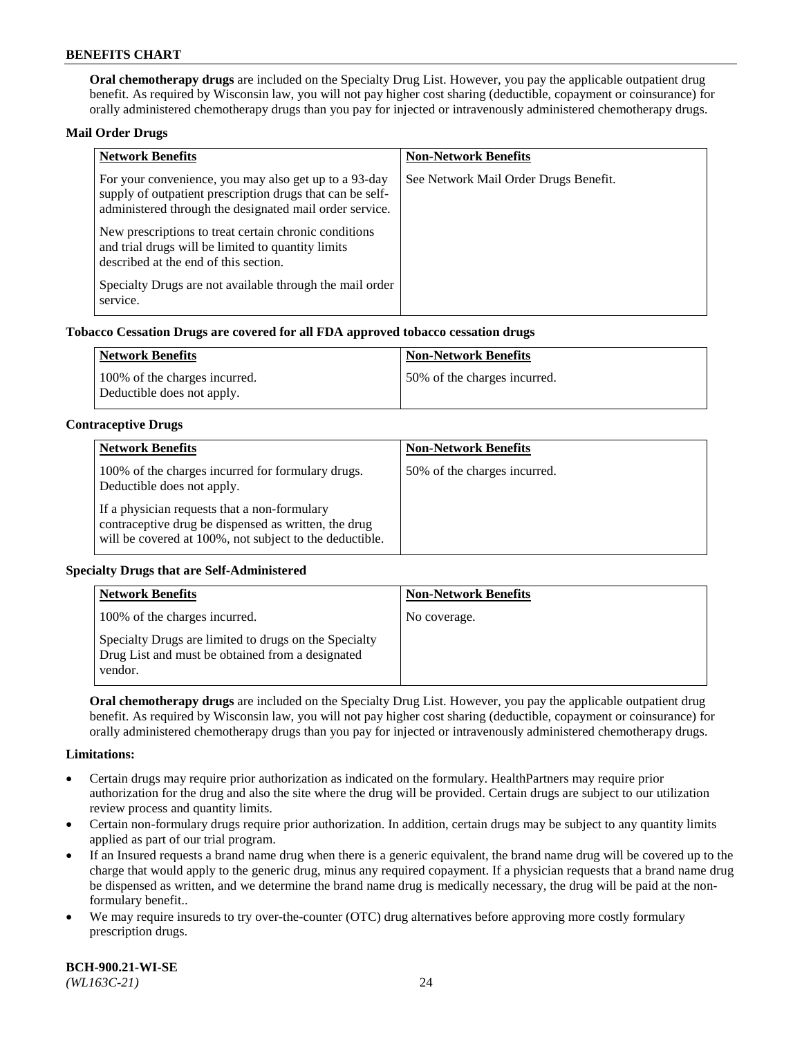**Oral chemotherapy drugs** are included on the Specialty Drug List. However, you pay the applicable outpatient drug benefit. As required by Wisconsin law, you will not pay higher cost sharing (deductible, copayment or coinsurance) for orally administered chemotherapy drugs than you pay for injected or intravenously administered chemotherapy drugs.

**Mail Order Drugs**

| Network Benefits | Non-Network Benefits |
|---|---|
| For your convenience, you may also get up to a 93-day supply of outpatient prescription drugs that can be self-administered through the designated mail order service.<br><br>New prescriptions to treat certain chronic conditions and trial drugs will be limited to quantity limits described at the end of this section.<br><br>Specialty Drugs are not available through the mail order service. | See Network Mail Order Drugs Benefit. |

**Tobacco Cessation Drugs are covered for all FDA approved tobacco cessation drugs**

| Network Benefits | Non-Network Benefits |
|---|---|
| 100% of the charges incurred.<br>Deductible does not apply. | 50% of the charges incurred. |

**Contraceptive Drugs**

| Network Benefits | Non-Network Benefits |
|---|---|
| 100% of the charges incurred for formulary drugs. Deductible does not apply.<br><br>If a physician requests that a non-formulary contraceptive drug be dispensed as written, the drug will be covered at 100%, not subject to the deductible. | 50% of the charges incurred. |

**Specialty Drugs that are Self-Administered**

| Network Benefits | Non-Network Benefits |
|---|---|
| 100% of the charges incurred.<br><br>Specialty Drugs are limited to drugs on the Specialty Drug List and must be obtained from a designated vendor. | No coverage. |

**Oral chemotherapy drugs** are included on the Specialty Drug List. However, you pay the applicable outpatient drug benefit. As required by Wisconsin law, you will not pay higher cost sharing (deductible, copayment or coinsurance) for orally administered chemotherapy drugs than you pay for injected or intravenously administered chemotherapy drugs.

**Limitations:**

- Certain drugs may require prior authorization as indicated on the formulary. HealthPartners may require prior authorization for the drug and also the site where the drug will be provided. Certain drugs are subject to our utilization review process and quantity limits.
- Certain non-formulary drugs require prior authorization. In addition, certain drugs may be subject to any quantity limits applied as part of our trial program.
- If an Insured requests a brand name drug when there is a generic equivalent, the brand name drug will be covered up to the charge that would apply to the generic drug, minus any required copayment. If a physician requests that a brand name drug be dispensed as written, and we determine the brand name drug is medically necessary, the drug will be paid at the non-formulary benefit..
- We may require insureds to try over-the-counter (OTC) drug alternatives before approving more costly formulary prescription drugs.

**BCH-900.21-WI-SE**
*(WL163C-21)*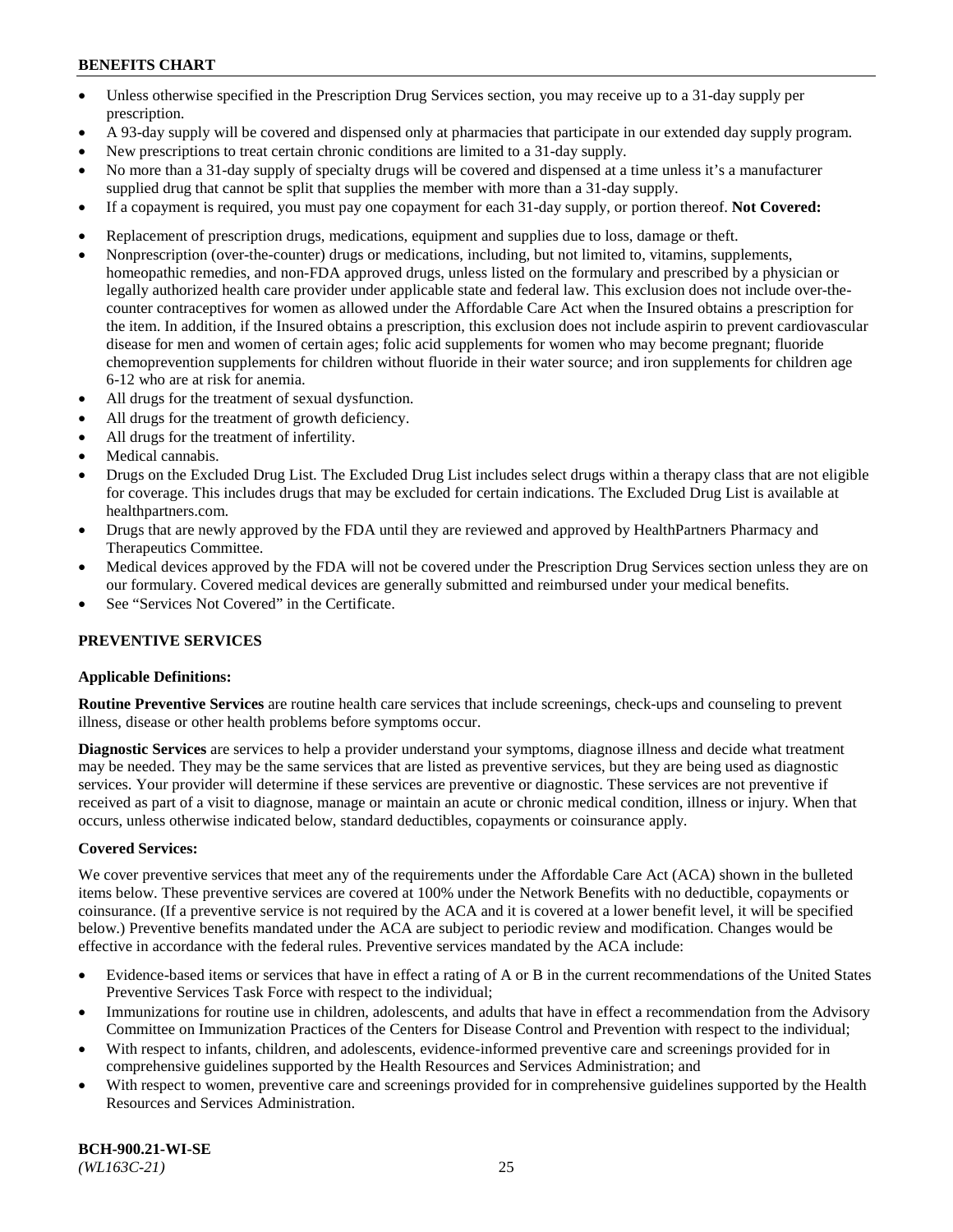- Unless otherwise specified in the Prescription Drug Services section, you may receive up to a 31-day supply per prescription.
- A 93-day supply will be covered and dispensed only at pharmacies that participate in our extended day supply program.
- New prescriptions to treat certain chronic conditions are limited to a 31-day supply.
- No more than a 31-day supply of specialty drugs will be covered and dispensed at a time unless it's a manufacturer supplied drug that cannot be split that supplies the member with more than a 31-day supply.
- If a copayment is required, you must pay one copayment for each 31-day supply, or portion thereof. **Not Covered:**
- Replacement of prescription drugs, medications, equipment and supplies due to loss, damage or theft.
- Nonprescription (over-the-counter) drugs or medications, including, but not limited to, vitamins, supplements, homeopathic remedies, and non-FDA approved drugs, unless listed on the formulary and prescribed by a physician or legally authorized health care provider under applicable state and federal law. This exclusion does not include over-the-counter contraceptives for women as allowed under the Affordable Care Act when the Insured obtains a prescription for the item. In addition, if the Insured obtains a prescription, this exclusion does not include aspirin to prevent cardiovascular disease for men and women of certain ages; folic acid supplements for women who may become pregnant; fluoride chemoprevention supplements for children without fluoride in their water source; and iron supplements for children age 6-12 who are at risk for anemia.
- All drugs for the treatment of sexual dysfunction.
- All drugs for the treatment of growth deficiency.
- All drugs for the treatment of infertility.
- Medical cannabis.
- Drugs on the Excluded Drug List. The Excluded Drug List includes select drugs within a therapy class that are not eligible for coverage. This includes drugs that may be excluded for certain indications. The Excluded Drug List is available at healthpartners.com.
- Drugs that are newly approved by the FDA until they are reviewed and approved by HealthPartners Pharmacy and Therapeutics Committee.
- Medical devices approved by the FDA will not be covered under the Prescription Drug Services section unless they are on our formulary. Covered medical devices are generally submitted and reimbursed under your medical benefits.
- See "Services Not Covered" in the Certificate.

## PREVENTIVE SERVICES

### Applicable Definitions:

**Routine Preventive Services** are routine health care services that include screenings, check-ups and counseling to prevent illness, disease or other health problems before symptoms occur.

**Diagnostic Services** are services to help a provider understand your symptoms, diagnose illness and decide what treatment may be needed. They may be the same services that are listed as preventive services, but they are being used as diagnostic services. Your provider will determine if these services are preventive or diagnostic. These services are not preventive if received as part of a visit to diagnose, manage or maintain an acute or chronic medical condition, illness or injury. When that occurs, unless otherwise indicated below, standard deductibles, copayments or coinsurance apply.

### Covered Services:

We cover preventive services that meet any of the requirements under the Affordable Care Act (ACA) shown in the bulleted items below. These preventive services are covered at 100% under the Network Benefits with no deductible, copayments or coinsurance. (If a preventive service is not required by the ACA and it is covered at a lower benefit level, it will be specified below.) Preventive benefits mandated under the ACA are subject to periodic review and modification. Changes would be effective in accordance with the federal rules. Preventive services mandated by the ACA include:

- Evidence-based items or services that have in effect a rating of A or B in the current recommendations of the United States Preventive Services Task Force with respect to the individual;
- Immunizations for routine use in children, adolescents, and adults that have in effect a recommendation from the Advisory Committee on Immunization Practices of the Centers for Disease Control and Prevention with respect to the individual;
- With respect to infants, children, and adolescents, evidence-informed preventive care and screenings provided for in comprehensive guidelines supported by the Health Resources and Services Administration; and
- With respect to women, preventive care and screenings provided for in comprehensive guidelines supported by the Health Resources and Services Administration.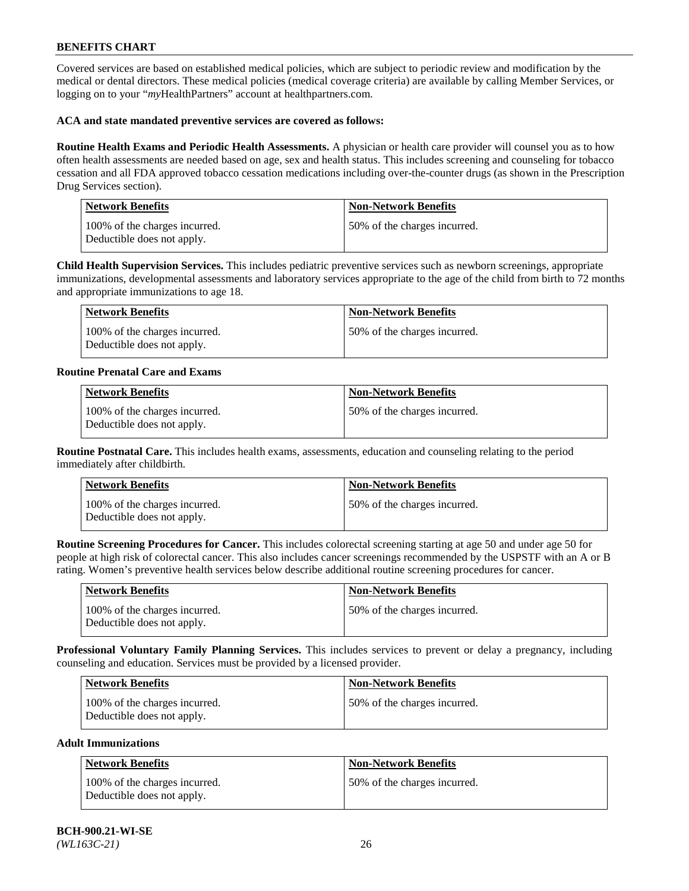Covered services are based on established medical policies, which are subject to periodic review and modification by the medical or dental directors. These medical policies (medical coverage criteria) are available by calling Member Services, or logging on to your "*my*HealthPartners" account at healthpartners.com.

**ACA and state mandated preventive services are covered as follows:**

**Routine Health Exams and Periodic Health Assessments.** A physician or health care provider will counsel you as to how often health assessments are needed based on age, sex and health status. This includes screening and counseling for tobacco cessation and all FDA approved tobacco cessation medications including over-the-counter drugs (as shown in the Prescription Drug Services section).

| Network Benefits | Non-Network Benefits |
| --- | --- |
| 100% of the charges incurred. Deductible does not apply. | 50% of the charges incurred. |

**Child Health Supervision Services.** This includes pediatric preventive services such as newborn screenings, appropriate immunizations, developmental assessments and laboratory services appropriate to the age of the child from birth to 72 months and appropriate immunizations to age 18.

| Network Benefits | Non-Network Benefits |
| --- | --- |
| 100% of the charges incurred. Deductible does not apply. | 50% of the charges incurred. |

**Routine Prenatal Care and Exams**

| Network Benefits | Non-Network Benefits |
| --- | --- |
| 100% of the charges incurred. Deductible does not apply. | 50% of the charges incurred. |

**Routine Postnatal Care.** This includes health exams, assessments, education and counseling relating to the period immediately after childbirth.

| Network Benefits | Non-Network Benefits |
| --- | --- |
| 100% of the charges incurred. Deductible does not apply. | 50% of the charges incurred. |

**Routine Screening Procedures for Cancer.** This includes colorectal screening starting at age 50 and under age 50 for people at high risk of colorectal cancer. This also includes cancer screenings recommended by the USPSTF with an A or B rating. Women's preventive health services below describe additional routine screening procedures for cancer.

| Network Benefits | Non-Network Benefits |
| --- | --- |
| 100% of the charges incurred. Deductible does not apply. | 50% of the charges incurred. |

**Professional Voluntary Family Planning Services.** This includes services to prevent or delay a pregnancy, including counseling and education. Services must be provided by a licensed provider.

| Network Benefits | Non-Network Benefits |
| --- | --- |
| 100% of the charges incurred. Deductible does not apply. | 50% of the charges incurred. |

**Adult Immunizations**

| Network Benefits | Non-Network Benefits |
| --- | --- |
| 100% of the charges incurred. Deductible does not apply. | 50% of the charges incurred. |

**BCH-900.21-WI-SE**
*(WL163C-21)*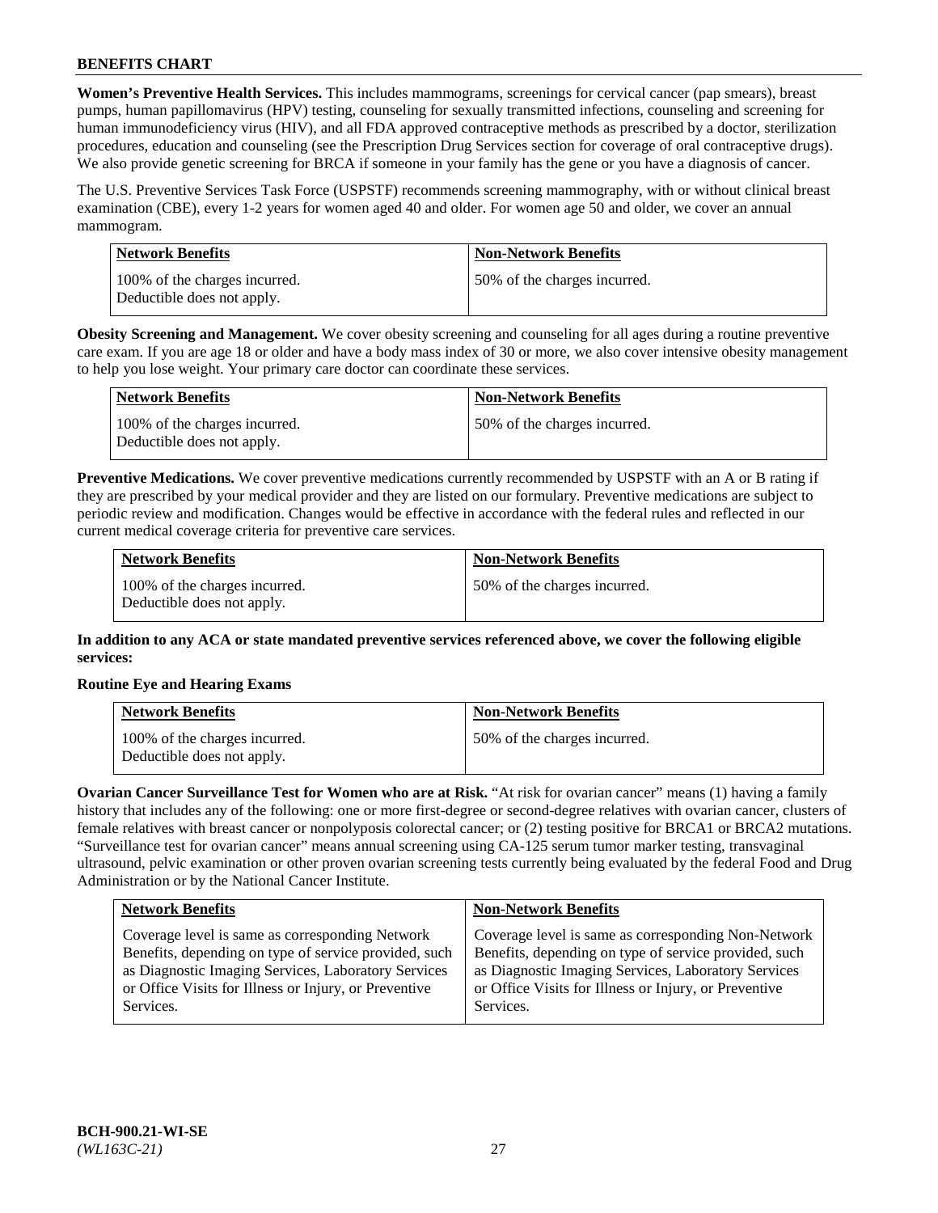**Women's Preventive Health Services.** This includes mammograms, screenings for cervical cancer (pap smears), breast pumps, human papillomavirus (HPV) testing, counseling for sexually transmitted infections, counseling and screening for human immunodeficiency virus (HIV), and all FDA approved contraceptive methods as prescribed by a doctor, sterilization procedures, education and counseling (see the Prescription Drug Services section for coverage of oral contraceptive drugs). We also provide genetic screening for BRCA if someone in your family has the gene or you have a diagnosis of cancer.

The U.S. Preventive Services Task Force (USPSTF) recommends screening mammography, with or without clinical breast examination (CBE), every 1-2 years for women aged 40 and older. For women age 50 and older, we cover an annual mammogram.

| Network Benefits | Non-Network Benefits |
|---|---|
| 100% of the charges incurred. Deductible does not apply. | 50% of the charges incurred. |

**Obesity Screening and Management.** We cover obesity screening and counseling for all ages during a routine preventive care exam. If you are age 18 or older and have a body mass index of 30 or more, we also cover intensive obesity management to help you lose weight. Your primary care doctor can coordinate these services.

| Network Benefits | Non-Network Benefits |
|---|---|
| 100% of the charges incurred. Deductible does not apply. | 50% of the charges incurred. |

**Preventive Medications.** We cover preventive medications currently recommended by USPSTF with an A or B rating if they are prescribed by your medical provider and they are listed on our formulary. Preventive medications are subject to periodic review and modification. Changes would be effective in accordance with the federal rules and reflected in our current medical coverage criteria for preventive care services.

| Network Benefits | Non-Network Benefits |
|---|---|
| 100% of the charges incurred. Deductible does not apply. | 50% of the charges incurred. |

**In addition to any ACA or state mandated preventive services referenced above, we cover the following eligible services:**

**Routine Eye and Hearing Exams**

| Network Benefits | Non-Network Benefits |
|---|---|
| 100% of the charges incurred. Deductible does not apply. | 50% of the charges incurred. |

**Ovarian Cancer Surveillance Test for Women who are at Risk.** "At risk for ovarian cancer" means (1) having a family history that includes any of the following: one or more first-degree or second-degree relatives with ovarian cancer, clusters of female relatives with breast cancer or nonpolyposis colorectal cancer; or (2) testing positive for BRCA1 or BRCA2 mutations. "Surveillance test for ovarian cancer" means annual screening using CA-125 serum tumor marker testing, transvaginal ultrasound, pelvic examination or other proven ovarian screening tests currently being evaluated by the federal Food and Drug Administration or by the National Cancer Institute.

| Network Benefits | Non-Network Benefits |
|---|---|
| Coverage level is same as corresponding Network Benefits, depending on type of service provided, such as Diagnostic Imaging Services, Laboratory Services or Office Visits for Illness or Injury, or Preventive Services. | Coverage level is same as corresponding Non-Network Benefits, depending on type of service provided, such as Diagnostic Imaging Services, Laboratory Services or Office Visits for Illness or Injury, or Preventive Services. |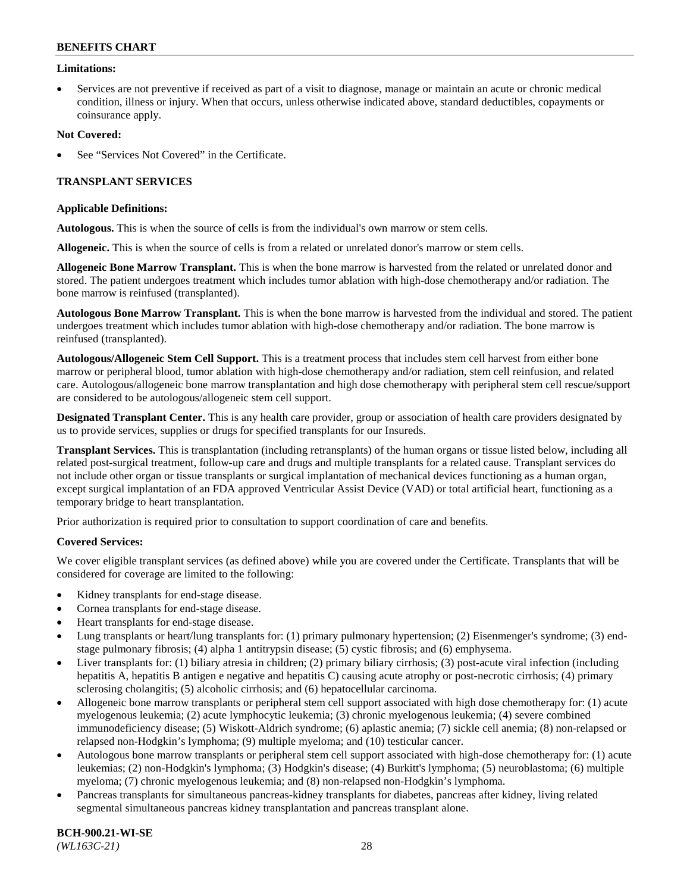**Limitations:**

- Services are not preventive if received as part of a visit to diagnose, manage or maintain an acute or chronic medical condition, illness or injury. When that occurs, unless otherwise indicated above, standard deductibles, copayments or coinsurance apply.

**Not Covered:**

- See "Services Not Covered" in the Certificate.

## TRANSPLANT SERVICES

**Applicable Definitions:**

**Autologous.** This is when the source of cells is from the individual's own marrow or stem cells.

**Allogeneic.** This is when the source of cells is from a related or unrelated donor's marrow or stem cells.

**Allogeneic Bone Marrow Transplant.** This is when the bone marrow is harvested from the related or unrelated donor and stored. The patient undergoes treatment which includes tumor ablation with high-dose chemotherapy and/or radiation. The bone marrow is reinfused (transplanted).

**Autologous Bone Marrow Transplant.** This is when the bone marrow is harvested from the individual and stored. The patient undergoes treatment which includes tumor ablation with high-dose chemotherapy and/or radiation. The bone marrow is reinfused (transplanted).

**Autologous/Allogeneic Stem Cell Support.** This is a treatment process that includes stem cell harvest from either bone marrow or peripheral blood, tumor ablation with high-dose chemotherapy and/or radiation, stem cell reinfusion, and related care. Autologous/allogeneic bone marrow transplantation and high dose chemotherapy with peripheral stem cell rescue/support are considered to be autologous/allogeneic stem cell support.

**Designated Transplant Center.** This is any health care provider, group or association of health care providers designated by us to provide services, supplies or drugs for specified transplants for our Insureds.

**Transplant Services.** This is transplantation (including retransplants) of the human organs or tissue listed below, including all related post-surgical treatment, follow-up care and drugs and multiple transplants for a related cause. Transplant services do not include other organ or tissue transplants or surgical implantation of mechanical devices functioning as a human organ, except surgical implantation of an FDA approved Ventricular Assist Device (VAD) or total artificial heart, functioning as a temporary bridge to heart transplantation.

Prior authorization is required prior to consultation to support coordination of care and benefits.

**Covered Services:**

We cover eligible transplant services (as defined above) while you are covered under the Certificate. Transplants that will be considered for coverage are limited to the following:

- Kidney transplants for end-stage disease.
- Cornea transplants for end-stage disease.
- Heart transplants for end-stage disease.
- Lung transplants or heart/lung transplants for: (1) primary pulmonary hypertension; (2) Eisenmenger's syndrome; (3) end-stage pulmonary fibrosis; (4) alpha 1 antitrypsin disease; (5) cystic fibrosis; and (6) emphysema.
- Liver transplants for: (1) biliary atresia in children; (2) primary biliary cirrhosis; (3) post-acute viral infection (including hepatitis A, hepatitis B antigen e negative and hepatitis C) causing acute atrophy or post-necrotic cirrhosis; (4) primary sclerosing cholangitis; (5) alcoholic cirrhosis; and (6) hepatocellular carcinoma.
- Allogeneic bone marrow transplants or peripheral stem cell support associated with high dose chemotherapy for: (1) acute myelogenous leukemia; (2) acute lymphocytic leukemia; (3) chronic myelogenous leukemia; (4) severe combined immunodeficiency disease; (5) Wiskott-Aldrich syndrome; (6) aplastic anemia; (7) sickle cell anemia; (8) non-relapsed or relapsed non-Hodgkin's lymphoma; (9) multiple myeloma; and (10) testicular cancer.
- Autologous bone marrow transplants or peripheral stem cell support associated with high-dose chemotherapy for: (1) acute leukemias; (2) non-Hodgkin's lymphoma; (3) Hodgkin's disease; (4) Burkitt's lymphoma; (5) neuroblastoma; (6) multiple myeloma; (7) chronic myelogenous leukemia; and (8) non-relapsed non-Hodgkin's lymphoma.
- Pancreas transplants for simultaneous pancreas-kidney transplants for diabetes, pancreas after kidney, living related segmental simultaneous pancreas kidney transplantation and pancreas transplant alone.

**BCH-900.21-WI-SE**
*(WL163C-21)*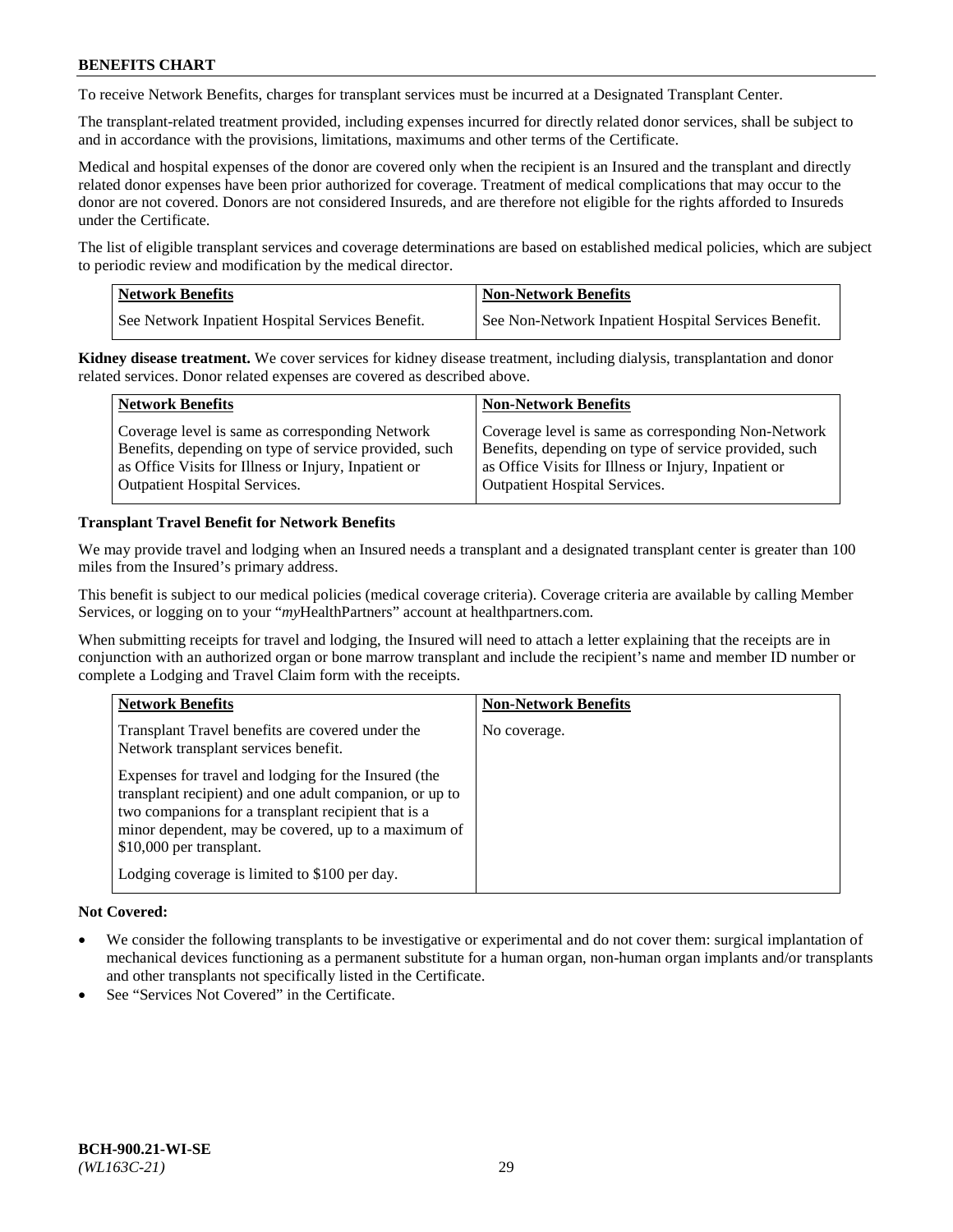To receive Network Benefits, charges for transplant services must be incurred at a Designated Transplant Center.

The transplant-related treatment provided, including expenses incurred for directly related donor services, shall be subject to and in accordance with the provisions, limitations, maximums and other terms of the Certificate.

Medical and hospital expenses of the donor are covered only when the recipient is an Insured and the transplant and directly related donor expenses have been prior authorized for coverage. Treatment of medical complications that may occur to the donor are not covered. Donors are not considered Insureds, and are therefore not eligible for the rights afforded to Insureds under the Certificate.

The list of eligible transplant services and coverage determinations are based on established medical policies, which are subject to periodic review and modification by the medical director.

| Network Benefits | Non-Network Benefits |
| --- | --- |
| See Network Inpatient Hospital Services Benefit. | See Non-Network Inpatient Hospital Services Benefit. |

**Kidney disease treatment.** We cover services for kidney disease treatment, including dialysis, transplantation and donor related services. Donor related expenses are covered as described above.

| Network Benefits | Non-Network Benefits |
| --- | --- |
| Coverage level is same as corresponding Network Benefits, depending on type of service provided, such as Office Visits for Illness or Injury, Inpatient or Outpatient Hospital Services. | Coverage level is same as corresponding Non-Network Benefits, depending on type of service provided, such as Office Visits for Illness or Injury, Inpatient or Outpatient Hospital Services. |

**Transplant Travel Benefit for Network Benefits**

We may provide travel and lodging when an Insured needs a transplant and a designated transplant center is greater than 100 miles from the Insured's primary address.

This benefit is subject to our medical policies (medical coverage criteria). Coverage criteria are available by calling Member Services, or logging on to your "*my*HealthPartners" account at healthpartners.com.

When submitting receipts for travel and lodging, the Insured will need to attach a letter explaining that the receipts are in conjunction with an authorized organ or bone marrow transplant and include the recipient's name and member ID number or complete a Lodging and Travel Claim form with the receipts.

| Network Benefits | Non-Network Benefits |
| --- | --- |
| Transplant Travel benefits are covered under the Network transplant services benefit.<br><br>Expenses for travel and lodging for the Insured (the transplant recipient) and one adult companion, or up to two companions for a transplant recipient that is a minor dependent, may be covered, up to a maximum of $10,000 per transplant.<br><br>Lodging coverage is limited to $100 per day. | No coverage. |

**Not Covered:**

- We consider the following transplants to be investigative or experimental and do not cover them: surgical implantation of mechanical devices functioning as a permanent substitute for a human organ, non-human organ implants and/or transplants and other transplants not specifically listed in the Certificate.
- See "Services Not Covered" in the Certificate.

**BCH-900.21-WI-SE**
*(WL163C-21)*